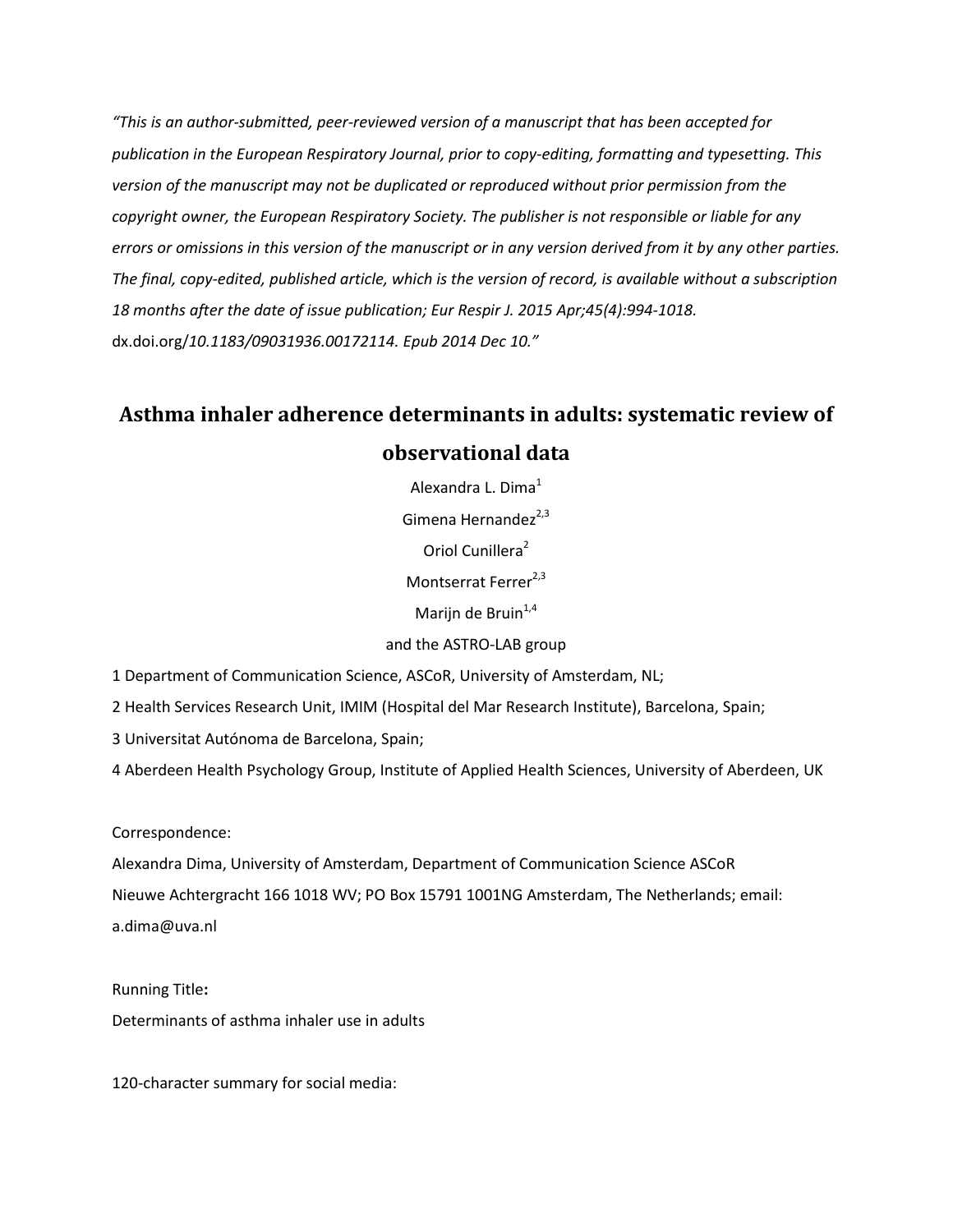*"This is an author-submitted, peer-reviewed version of a manuscript that has been accepted for publication in the European Respiratory Journal, prior to copy-editing, formatting and typesetting. This version of the manuscript may not be duplicated or reproduced without prior permission from the copyright owner, the European Respiratory Society. The publisher is not responsible or liable for any errors or omissions in this version of the manuscript or in any version derived from it by any other parties. The final, copy-edited, published article, which is the version of record, is available without a subscription 18 months after the date of issue publication; Eur Respir J. 2015 Apr;45(4):994-1018.* dx.doi.org/*10.1183/09031936.00172114. Epub 2014 Dec 10."*

# Asthma inhaler adherence determinants in adults: systematic review of observational data

Alexandra L. Dima[1]

Gimena Hernandez[2,3]

Oriol Cunillera[2]

Montserrat Ferrer[2,3]

Marijn de Bruin[1,4]

and the ASTRO-LAB group

1 Department of Communication Science, ASCoR, University of Amsterdam, NL;

2 Health Services Research Unit, IMIM (Hospital del Mar Research Institute), Barcelona, Spain;

3 Universitat Autónoma de Barcelona, Spain;

4 Aberdeen Health Psychology Group, Institute of Applied Health Sciences, University of Aberdeen, UK

Correspondence:

Alexandra Dima, University of Amsterdam, Department of Communication Science ASCoR

Nieuwe Achtergracht 166 1018 WV; PO Box 15791 1001NG Amsterdam, The Netherlands; email: a.dima@uva.nl

Running Title**:**

Determinants of asthma inhaler use in adults

120-character summary for social media: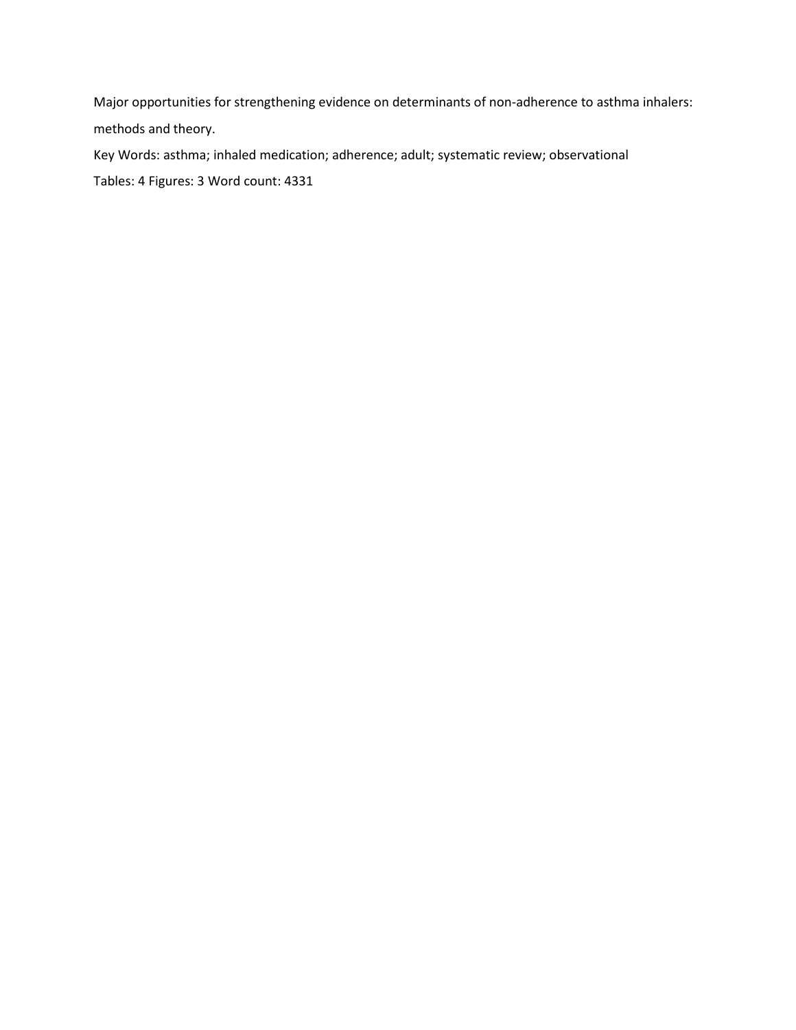Major opportunities for strengthening evidence on determinants of non-adherence to asthma inhalers: methods and theory.

Key Words: asthma; inhaled medication; adherence; adult; systematic review; observational

Tables: 4 Figures: 3 Word count: 4331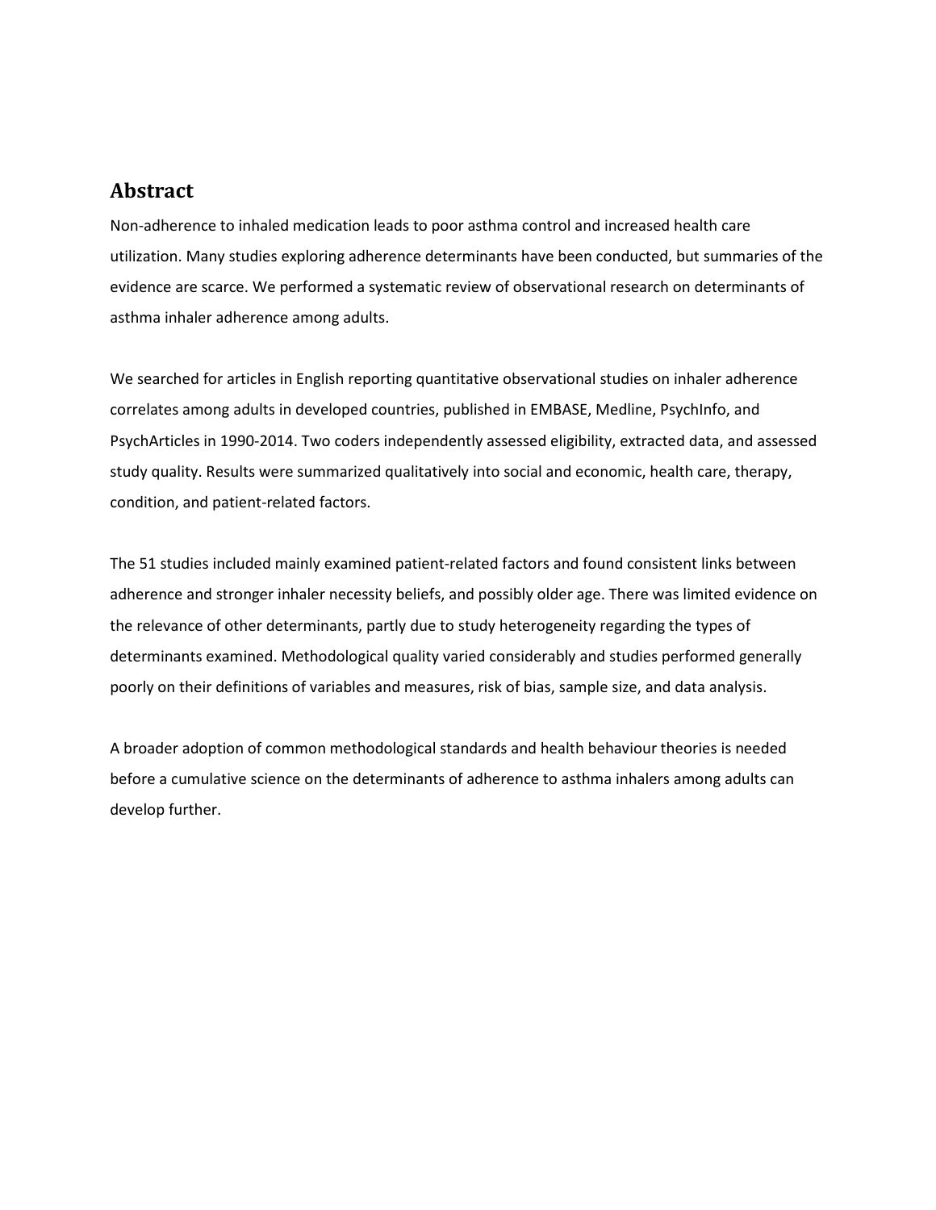## Abstract

Non-adherence to inhaled medication leads to poor asthma control and increased health care utilization. Many studies exploring adherence determinants have been conducted, but summaries of the evidence are scarce. We performed a systematic review of observational research on determinants of asthma inhaler adherence among adults.

We searched for articles in English reporting quantitative observational studies on inhaler adherence correlates among adults in developed countries, published in EMBASE, Medline, PsychInfo, and PsychArticles in 1990-2014. Two coders independently assessed eligibility, extracted data, and assessed study quality. Results were summarized qualitatively into social and economic, health care, therapy, condition, and patient-related factors.

The 51 studies included mainly examined patient-related factors and found consistent links between adherence and stronger inhaler necessity beliefs, and possibly older age. There was limited evidence on the relevance of other determinants, partly due to study heterogeneity regarding the types of determinants examined. Methodological quality varied considerably and studies performed generally poorly on their definitions of variables and measures, risk of bias, sample size, and data analysis.

A broader adoption of common methodological standards and health behaviour theories is needed before a cumulative science on the determinants of adherence to asthma inhalers among adults can develop further.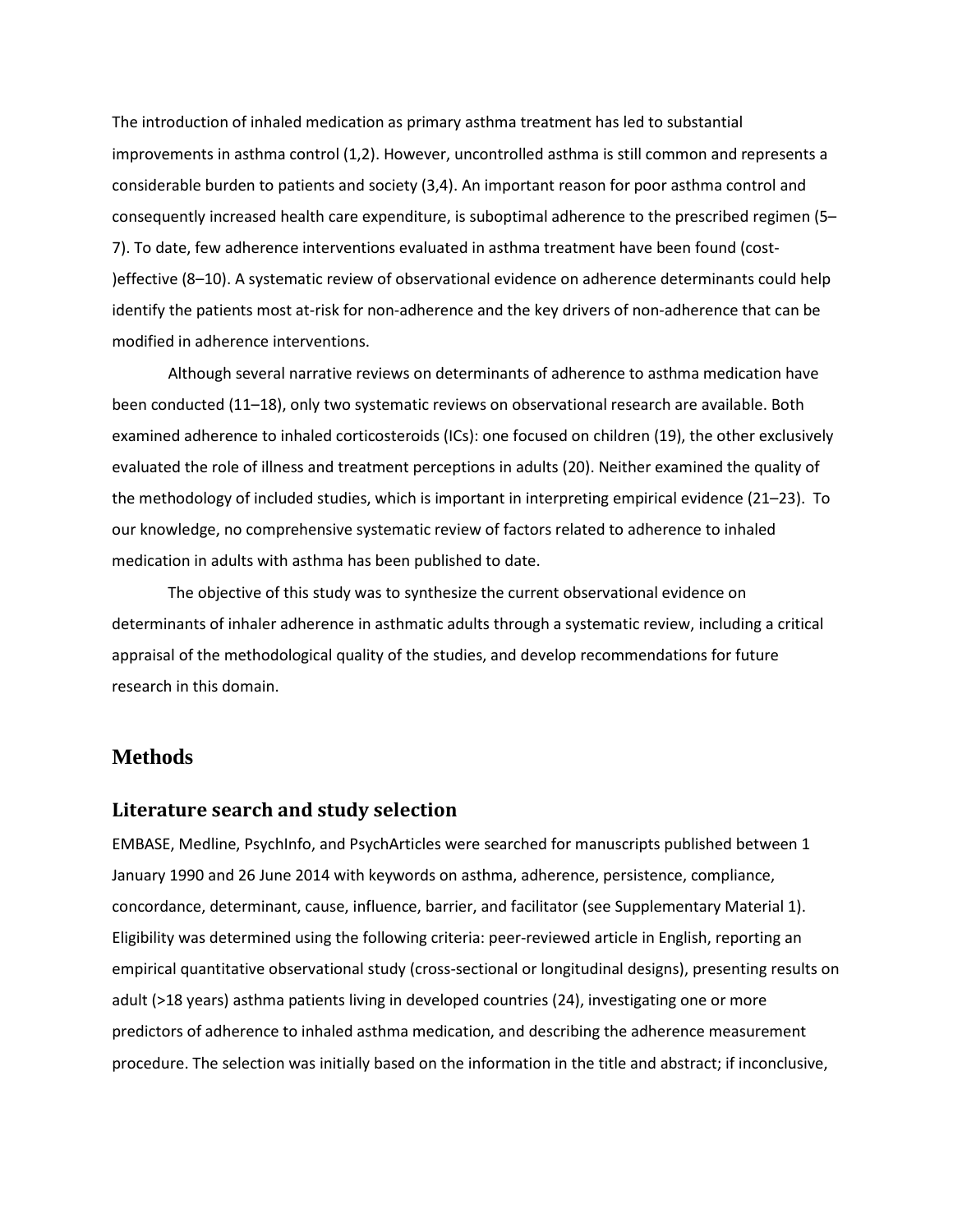The introduction of inhaled medication as primary asthma treatment has led to substantial improvements in asthma control (1,2). However, uncontrolled asthma is still common and represents a considerable burden to patients and society (3,4). An important reason for poor asthma control and consequently increased health care expenditure, is suboptimal adherence to the prescribed regimen (5–7). To date, few adherence interventions evaluated in asthma treatment have been found (cost-)effective (8–10). A systematic review of observational evidence on adherence determinants could help identify the patients most at-risk for non-adherence and the key drivers of non-adherence that can be modified in adherence interventions.

Although several narrative reviews on determinants of adherence to asthma medication have been conducted (11–18), only two systematic reviews on observational research are available. Both examined adherence to inhaled corticosteroids (ICs): one focused on children (19), the other exclusively evaluated the role of illness and treatment perceptions in adults (20). Neither examined the quality of the methodology of included studies, which is important in interpreting empirical evidence (21–23). To our knowledge, no comprehensive systematic review of factors related to adherence to inhaled medication in adults with asthma has been published to date.

The objective of this study was to synthesize the current observational evidence on determinants of inhaler adherence in asthmatic adults through a systematic review, including a critical appraisal of the methodological quality of the studies, and develop recommendations for future research in this domain.

# Methods

## Literature search and study selection

EMBASE, Medline, PsychInfo, and PsychArticles were searched for manuscripts published between 1 January 1990 and 26 June 2014 with keywords on asthma, adherence, persistence, compliance, concordance, determinant, cause, influence, barrier, and facilitator (see Supplementary Material 1). Eligibility was determined using the following criteria: peer-reviewed article in English, reporting an empirical quantitative observational study (cross-sectional or longitudinal designs), presenting results on adult (>18 years) asthma patients living in developed countries (24), investigating one or more predictors of adherence to inhaled asthma medication, and describing the adherence measurement procedure. The selection was initially based on the information in the title and abstract; if inconclusive,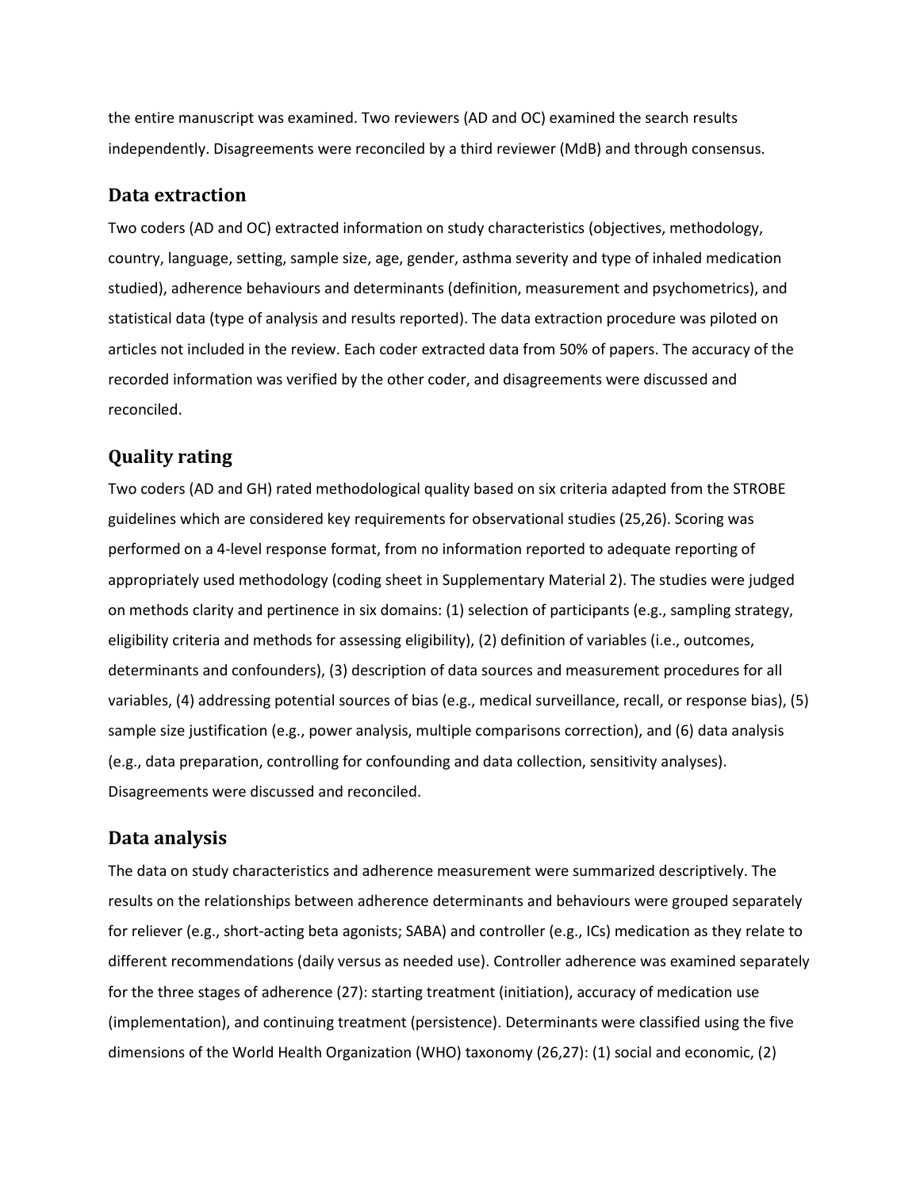the entire manuscript was examined. Two reviewers (AD and OC) examined the search results independently. Disagreements were reconciled by a third reviewer (MdB) and through consensus.

## Data extraction

Two coders (AD and OC) extracted information on study characteristics (objectives, methodology, country, language, setting, sample size, age, gender, asthma severity and type of inhaled medication studied), adherence behaviours and determinants (definition, measurement and psychometrics), and statistical data (type of analysis and results reported). The data extraction procedure was piloted on articles not included in the review. Each coder extracted data from 50% of papers. The accuracy of the recorded information was verified by the other coder, and disagreements were discussed and reconciled.

## Quality rating

Two coders (AD and GH) rated methodological quality based on six criteria adapted from the STROBE guidelines which are considered key requirements for observational studies (25,26). Scoring was performed on a 4-level response format, from no information reported to adequate reporting of appropriately used methodology (coding sheet in Supplementary Material 2). The studies were judged on methods clarity and pertinence in six domains: (1) selection of participants (e.g., sampling strategy, eligibility criteria and methods for assessing eligibility), (2) definition of variables (i.e., outcomes, determinants and confounders), (3) description of data sources and measurement procedures for all variables, (4) addressing potential sources of bias (e.g., medical surveillance, recall, or response bias), (5) sample size justification (e.g., power analysis, multiple comparisons correction), and (6) data analysis (e.g., data preparation, controlling for confounding and data collection, sensitivity analyses). Disagreements were discussed and reconciled.

## Data analysis

The data on study characteristics and adherence measurement were summarized descriptively. The results on the relationships between adherence determinants and behaviours were grouped separately for reliever (e.g., short-acting beta agonists; SABA) and controller (e.g., ICs) medication as they relate to different recommendations (daily versus as needed use). Controller adherence was examined separately for the three stages of adherence (27): starting treatment (initiation), accuracy of medication use (implementation), and continuing treatment (persistence). Determinants were classified using the five dimensions of the World Health Organization (WHO) taxonomy (26,27): (1) social and economic, (2)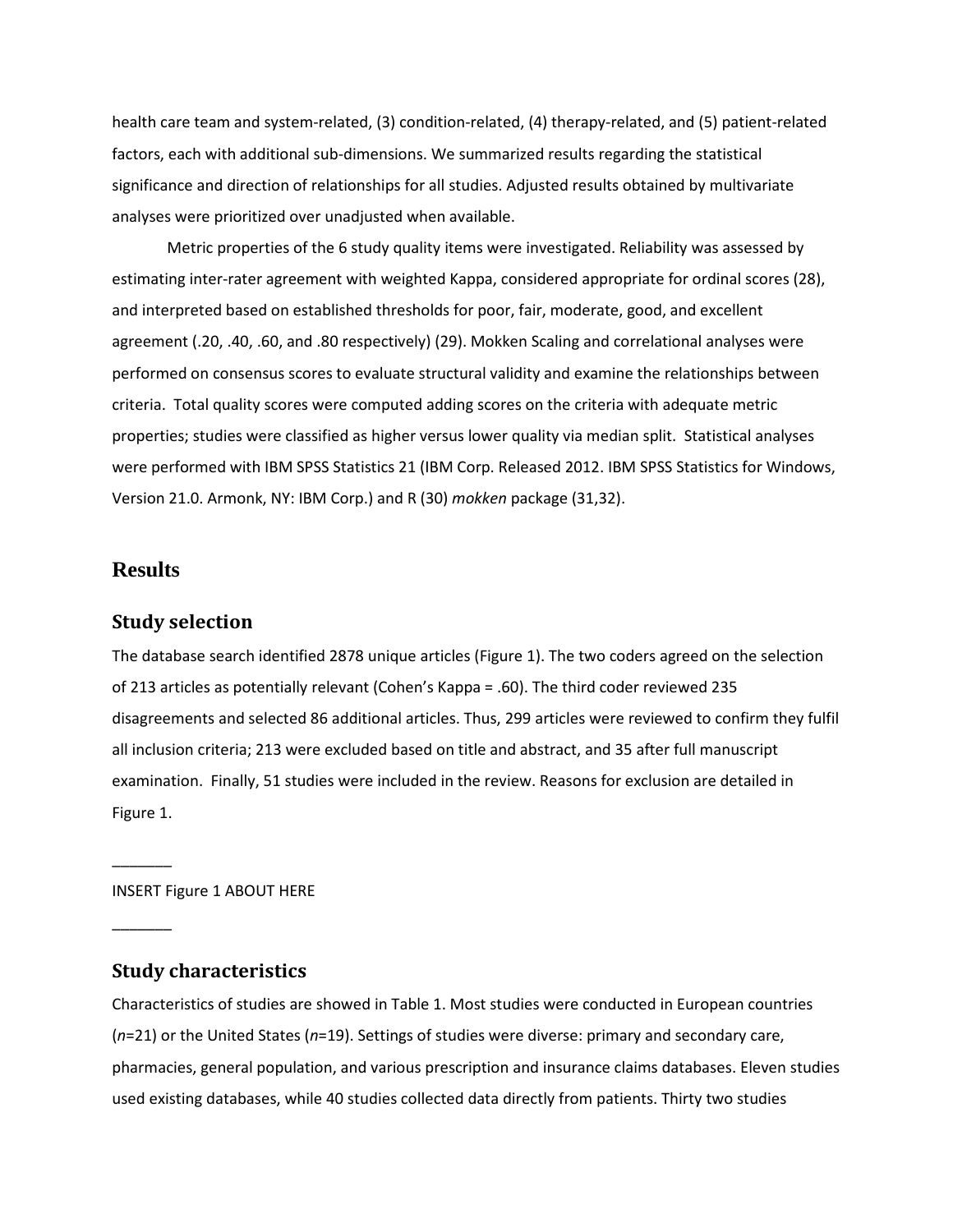health care team and system-related, (3) condition-related, (4) therapy-related, and (5) patient-related factors, each with additional sub-dimensions. We summarized results regarding the statistical significance and direction of relationships for all studies. Adjusted results obtained by multivariate analyses were prioritized over unadjusted when available.

Metric properties of the 6 study quality items were investigated. Reliability was assessed by estimating inter-rater agreement with weighted Kappa, considered appropriate for ordinal scores (28), and interpreted based on established thresholds for poor, fair, moderate, good, and excellent agreement (.20, .40, .60, and .80 respectively) (29). Mokken Scaling and correlational analyses were performed on consensus scores to evaluate structural validity and examine the relationships between criteria. Total quality scores were computed adding scores on the criteria with adequate metric properties; studies were classified as higher versus lower quality via median split. Statistical analyses were performed with IBM SPSS Statistics 21 (IBM Corp. Released 2012. IBM SPSS Statistics for Windows, Version 21.0. Armonk, NY: IBM Corp.) and R (30) *mokken* package (31,32).

# Results

## Study selection

The database search identified 2878 unique articles (Figure 1). The two coders agreed on the selection of 213 articles as potentially relevant (Cohen's Kappa = .60). The third coder reviewed 235 disagreements and selected 86 additional articles. Thus, 299 articles were reviewed to confirm they fulfil all inclusion criteria; 213 were excluded based on title and abstract, and 35 after full manuscript examination. Finally, 51 studies were included in the review. Reasons for exclusion are detailed in Figure 1.

_______

INSERT Figure 1 ABOUT HERE

_______

## Study characteristics

Characteristics of studies are showed in Table 1. Most studies were conducted in European countries (*n*=21) or the United States (*n*=19). Settings of studies were diverse: primary and secondary care, pharmacies, general population, and various prescription and insurance claims databases. Eleven studies used existing databases, while 40 studies collected data directly from patients. Thirty two studies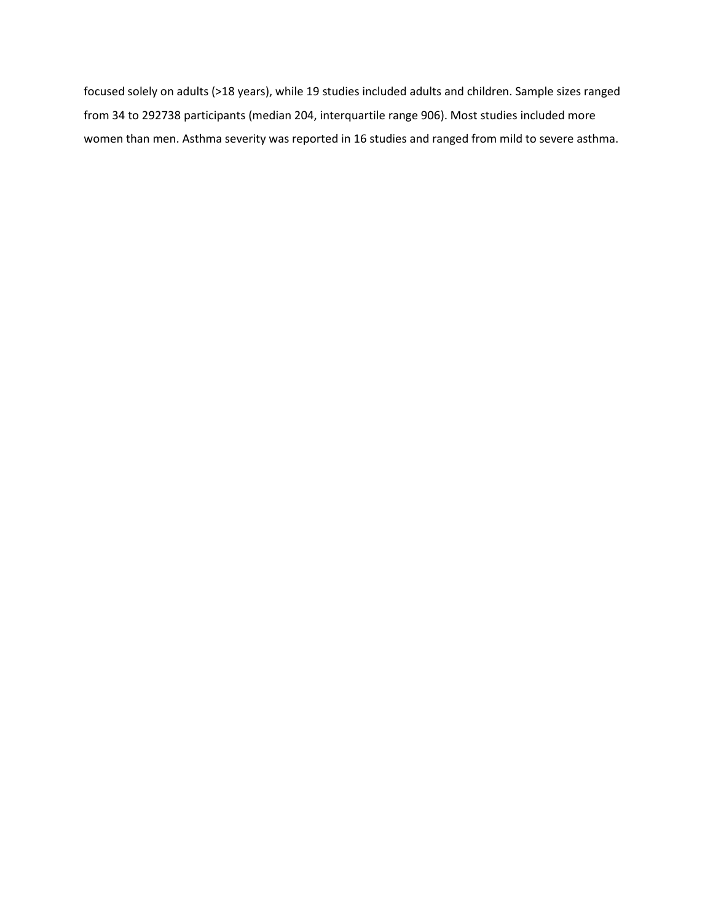focused solely on adults (>18 years), while 19 studies included adults and children. Sample sizes ranged from 34 to 292738 participants (median 204, interquartile range 906). Most studies included more women than men. Asthma severity was reported in 16 studies and ranged from mild to severe asthma.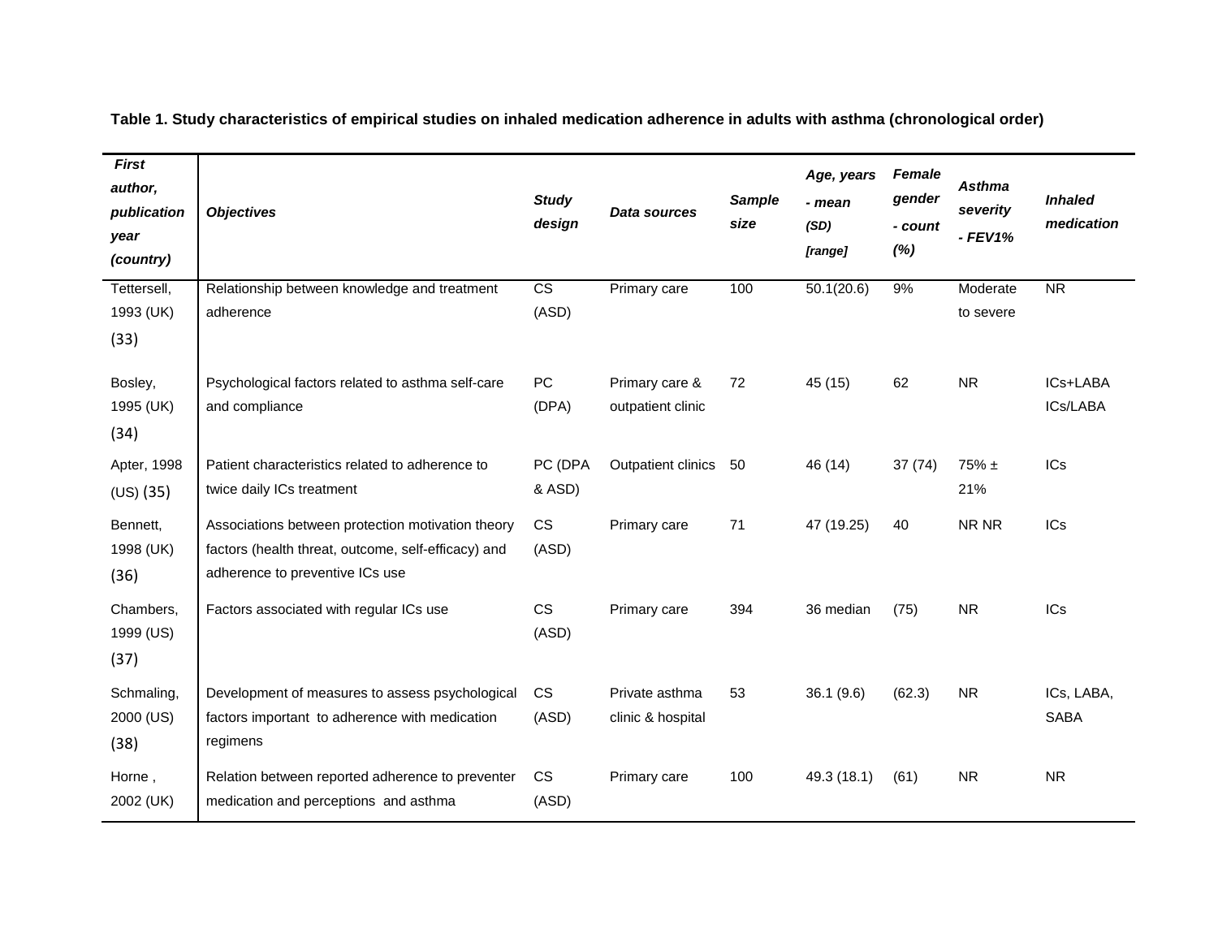**Table 1. Study characteristics of empirical studies on inhaled medication adherence in adults with asthma (chronological order)**

| ***First author, publication year (country)*** | ***Objectives*** | ***Study design*** | ***Data sources*** | ***Sample size*** | ***Age, years - mean (SD) [range]*** | ***Female gender - count (%)*** | ***Asthma severity - FEV1%*** | ***Inhaled medication*** |
|---|---|---|---|---|---|---|---|---|
| Tettersell, 1993 (UK) (33) | Relationship between knowledge and treatment adherence | CS (ASD) | Primary care | 100 | 50.1(20.6) | 9% | Moderate to severe | NR |
| Bosley, 1995 (UK) (34) | Psychological factors related to asthma self-care and compliance | PC (DPA) | Primary care & outpatient clinic | 72 | 45 (15) | 62 | NR | ICs+LABA ICs/LABA |
| Apter, 1998 (US) (35) | Patient characteristics related to adherence to twice daily ICs treatment | PC (DPA & ASD) | Outpatient clinics | 50 | 46 (14) | 37 (74) | 75% ± 21% | ICs |
| Bennett, 1998 (UK) (36) | Associations between protection motivation theory factors (health threat, outcome, self-efficacy) and adherence to preventive ICs use | CS (ASD) | Primary care | 71 | 47 (19.25) | 40 | NR NR | ICs |
| Chambers, 1999 (US) (37) | Factors associated with regular ICs use | CS (ASD) | Primary care | 394 | 36 median | (75) | NR | ICs |
| Schmaling, 2000 (US) (38) | Development of measures to assess psychological factors important to adherence with medication regimens | CS (ASD) | Private asthma clinic & hospital | 53 | 36.1 (9.6) | (62.3) | NR | ICs, LABA, SABA |
| Horne , 2002 (UK) | Relation between reported adherence to preventer medication and perceptions and asthma | CS (ASD) | Primary care | 100 | 49.3 (18.1) | (61) | NR | NR |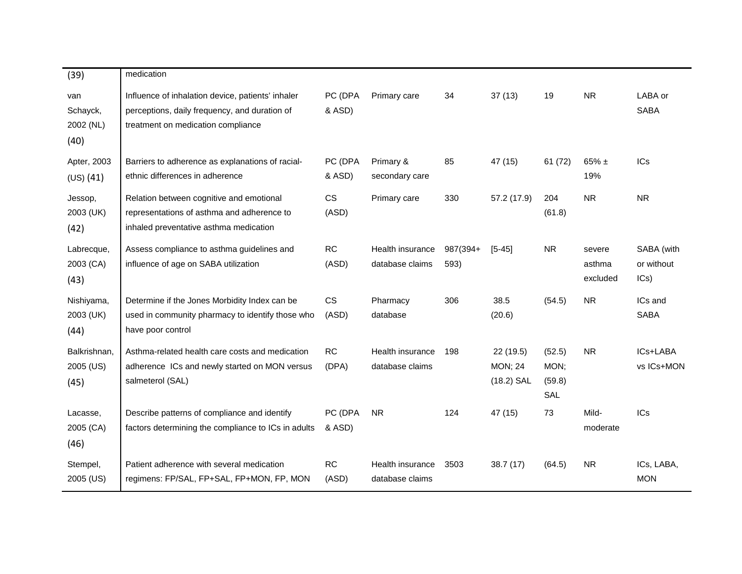| | | | | | | | | |
|---|---|---|---|---|---|---|---|---|
| (39) | medication | | | | | | | |
| van Schayck, 2002 (NL) (40) | Influence of inhalation device, patients' inhaler perceptions, daily frequency, and duration of treatment on medication compliance | PC (DPA & ASD) | Primary care | 34 | 37 (13) | 19 | NR | LABA or SABA |
| Apter, 2003 (US) (41) | Barriers to adherence as explanations of racial-ethnic differences in adherence | PC (DPA & ASD) | Primary & secondary care | 85 | 47 (15) | 61 (72) | 65% ± 19% | ICs |
| Jessop, 2003 (UK) (42) | Relation between cognitive and emotional representations of asthma and adherence to inhaled preventative asthma medication | CS (ASD) | Primary care | 330 | 57.2 (17.9) | 204 (61.8) | NR | NR |
| Labrecque, 2003 (CA) (43) | Assess compliance to asthma guidelines and influence of age on SABA utilization | RC (ASD) | Health insurance database claims | 987(394+593) | [5-45] | NR | severe asthma excluded | SABA (with or without ICs) |
| Nishiyama, 2003 (UK) (44) | Determine if the Jones Morbidity Index can be used in community pharmacy to identify those who have poor control | CS (ASD) | Pharmacy database | 306 | 38.5 (20.6) | (54.5) | NR | ICs and SABA |
| Balkrishnan, 2005 (US) (45) | Asthma-related health care costs and medication adherence ICs and newly started on MON versus salmeterol (SAL) | RC (DPA) | Health insurance database claims | 198 | 22 (19.5) MON; 24 (18.2) SAL | (52.5) MON; (59.8) SAL | NR | ICs+LABA vs ICs+MON |
| Lacasse, 2005 (CA) (46) | Describe patterns of compliance and identify factors determining the compliance to ICs in adults | PC (DPA & ASD) | NR | 124 | 47 (15) | 73 | Mild-moderate | ICs |
| Stempel, 2005 (US) | Patient adherence with several medication regimens: FP/SAL, FP+SAL, FP+MON, FP, MON | RC (ASD) | Health insurance database claims | 3503 | 38.7 (17) | (64.5) | NR | ICs, LABA, MON |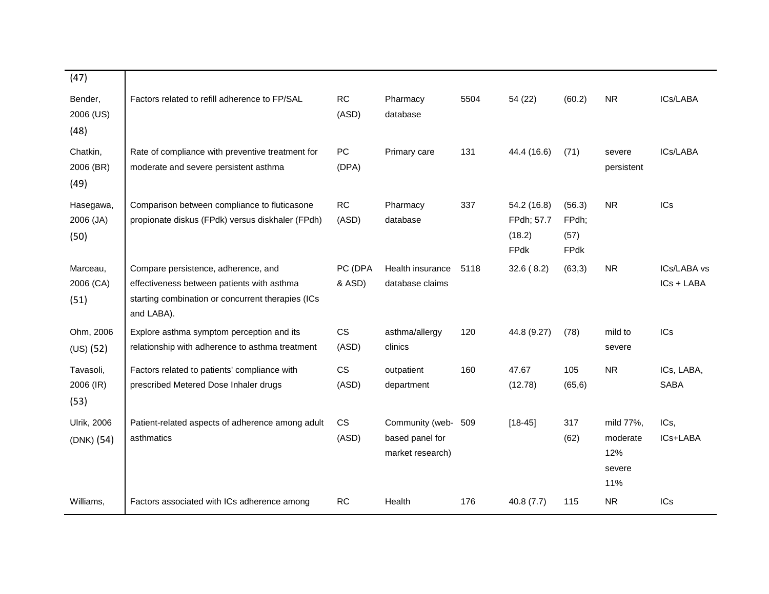|  |  |  |  |  |  |  |  |  |
|---|---|---|---|---|---|---|---|---|
| (47) |  |  |  |  |  |  |  |  |
| Bender, 2006 (US) (48) | Factors related to refill adherence to FP/SAL | RC (ASD) | Pharmacy database | 5504 | 54 (22) | (60.2) | NR | ICs/LABA |
| Chatkin, 2006 (BR) (49) | Rate of compliance with preventive treatment for moderate and severe persistent asthma | PC (DPA) | Primary care | 131 | 44.4 (16.6) | (71) | severe persistent | ICs/LABA |
| Hasegawa, 2006 (JA) (50) | Comparison between compliance to fluticasone propionate diskus (FPdk) versus diskhaler (FPdh) | RC (ASD) | Pharmacy database | 337 | 54.2 (16.8) FPdh; 57.7 (18.2) FPdk | (56.3) FPdh; (57) FPdk | NR | ICs |
| Marceau, 2006 (CA) (51) | Compare persistence, adherence, and effectiveness between patients with asthma starting combination or concurrent therapies (ICs and LABA). | PC (DPA & ASD) | Health insurance database claims | 5118 | 32.6 ( 8.2) | (63,3) | NR | ICs/LABA vs ICs + LABA |
| Ohm, 2006 (US) (52) | Explore asthma symptom perception and its relationship with adherence to asthma treatment | CS (ASD) | asthma/allergy clinics | 120 | 44.8 (9.27) | (78) | mild to severe | ICs |
| Tavasoli, 2006 (IR) (53) | Factors related to patients' compliance with prescribed Metered Dose Inhaler drugs | CS (ASD) | outpatient department | 160 | 47.67 (12.78) | 105 (65,6) | NR | ICs, LABA, SABA |
| Ulrik, 2006 (DNK) (54) | Patient-related aspects of adherence among adult asthmatics | CS (ASD) | Community (web-based panel for market research) | 509 | [18-45] | 317 (62) | mild 77%, moderate 12% severe 11% | ICs, ICs+LABA |
| Williams, | Factors associated with ICs adherence among | RC | Health | 176 | 40.8 (7.7) | 115 | NR | ICs |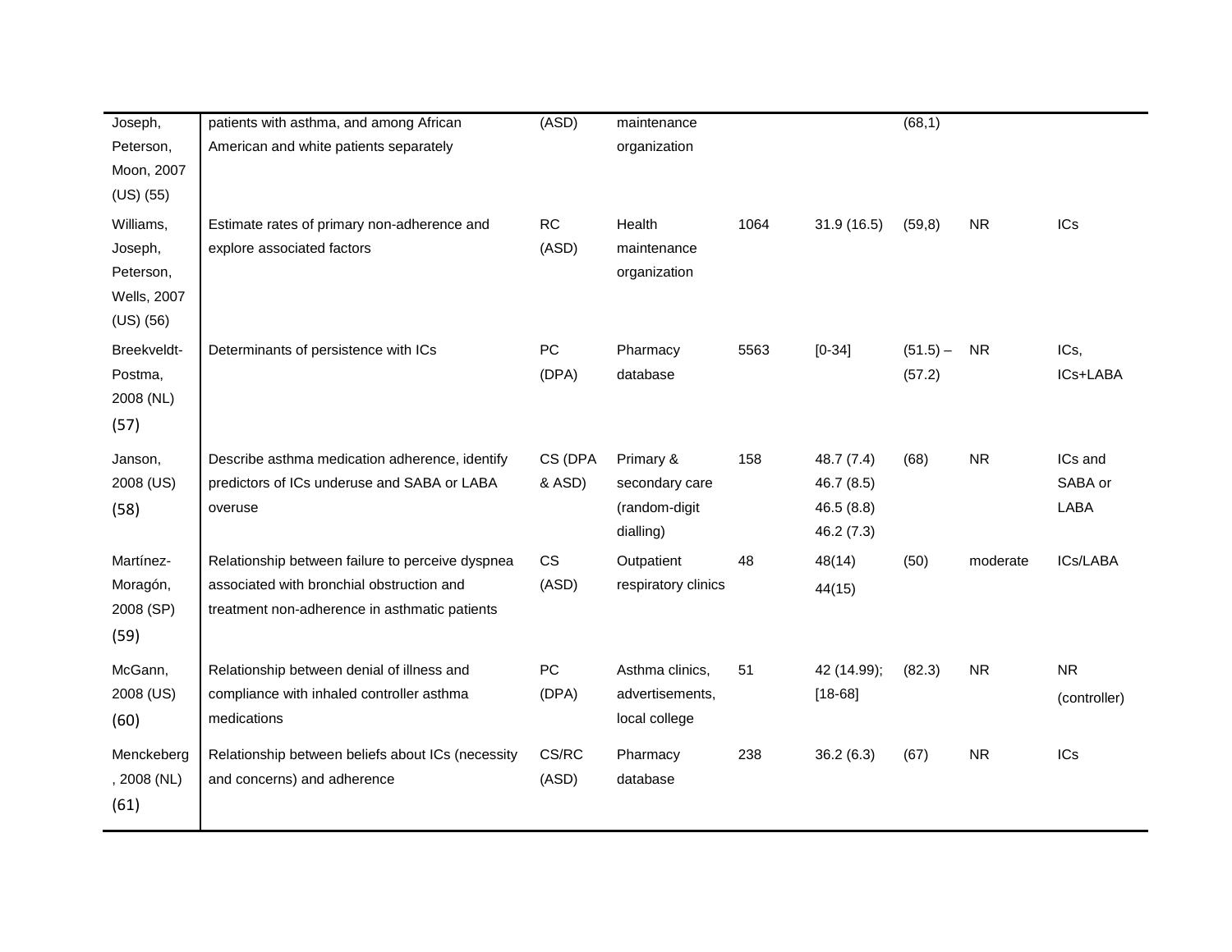| | | | | | | | | |
|---|---|---|---|---|---|---|---|---|
| Joseph, Peterson, Moon, 2007 (US) (55) | patients with asthma, and among African American and white patients separately | (ASD) | maintenance organization | | | (68,1) | | |
| Williams, Joseph, Peterson, Wells, 2007 (US) (56) | Estimate rates of primary non-adherence and explore associated factors | RC (ASD) | Health maintenance organization | 1064 | 31.9 (16.5) | (59,8) | NR | ICs |
| Breekveldt-Postma, 2008 (NL) (57) | Determinants of persistence with ICs | PC (DPA) | Pharmacy database | 5563 | [0-34] | (51.5) – (57.2) | NR | ICs, ICs+LABA |
| Janson, 2008 (US) (58) | Describe asthma medication adherence, identify predictors of ICs underuse and SABA or LABA overuse | CS (DPA & ASD) | Primary & secondary care (random-digit dialling) | 158 | 48.7 (7.4) 46.7 (8.5) 46.5 (8.8) 46.2 (7.3) | (68) | NR | ICs and SABA or LABA |
| Martínez-Moragón, 2008 (SP) (59) | Relationship between failure to perceive dyspnea associated with bronchial obstruction and treatment non-adherence in asthmatic patients | CS (ASD) | Outpatient respiratory clinics | 48 | 48(14) 44(15) | (50) | moderate | ICs/LABA |
| McGann, 2008 (US) (60) | Relationship between denial of illness and compliance with inhaled controller asthma medications | PC (DPA) | Asthma clinics, advertisements, local college | 51 | 42 (14.99); [18-68] | (82.3) | NR | NR (controller) |
| Menckeberg, 2008 (NL) (61) | Relationship between beliefs about ICs (necessity and concerns) and adherence | CS/RC (ASD) | Pharmacy database | 238 | 36.2 (6.3) | (67) | NR | ICs |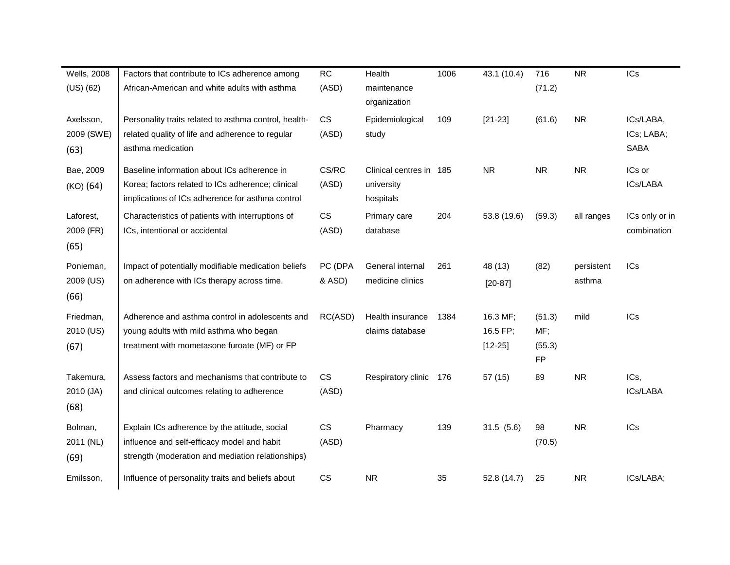| | | | | | | | | |
|---|---|---|---|---|---|---|---|---|
| Wells, 2008 (US) (62) | Factors that contribute to ICs adherence among African-American and white adults with asthma | RC (ASD) | Health maintenance organization | 1006 | 43.1 (10.4) | 716 (71.2) | NR | ICs |
| Axelsson, 2009 (SWE) (63) | Personality traits related to asthma control, health-related quality of life and adherence to regular asthma medication | CS (ASD) | Epidemiological study | 109 | [21-23] | (61.6) | NR | ICs/LABA, ICs; LABA; SABA |
| Bae, 2009 (KO) (64) | Baseline information about ICs adherence in Korea; factors related to ICs adherence; clinical implications of ICs adherence for asthma control | CS/RC (ASD) | Clinical centres in university hospitals | 185 | NR | NR | NR | ICs or ICs/LABA |
| Laforest, 2009 (FR) (65) | Characteristics of patients with interruptions of ICs, intentional or accidental | CS (ASD) | Primary care database | 204 | 53.8 (19.6) | (59.3) | all ranges | ICs only or in combination |
| Ponieman, 2009 (US) (66) | Impact of potentially modifiable medication beliefs on adherence with ICs therapy across time. | PC (DPA & ASD) | General internal medicine clinics | 261 | 48 (13) [20-87] | (82) | persistent asthma | ICs |
| Friedman, 2010 (US) (67) | Adherence and asthma control in adolescents and young adults with mild asthma who began treatment with mometasone furoate (MF) or FP | RC(ASD) | Health insurance claims database | 1384 | 16.3 MF; 16.5 FP; [12-25] | (51.3) MF; (55.3) FP | mild | ICs |
| Takemura, 2010 (JA) (68) | Assess factors and mechanisms that contribute to and clinical outcomes relating to adherence | CS (ASD) | Respiratory clinic | 176 | 57 (15) | 89 | NR | ICs, ICs/LABA |
| Bolman, 2011 (NL) (69) | Explain ICs adherence by the attitude, social influence and self-efficacy model and habit strength (moderation and mediation relationships) | CS (ASD) | Pharmacy | 139 | 31.5 (5.6) | 98 (70.5) | NR | ICs |
| Emilsson, | Influence of personality traits and beliefs about | CS | NR | 35 | 52.8 (14.7) | 25 | NR | ICs/LABA; |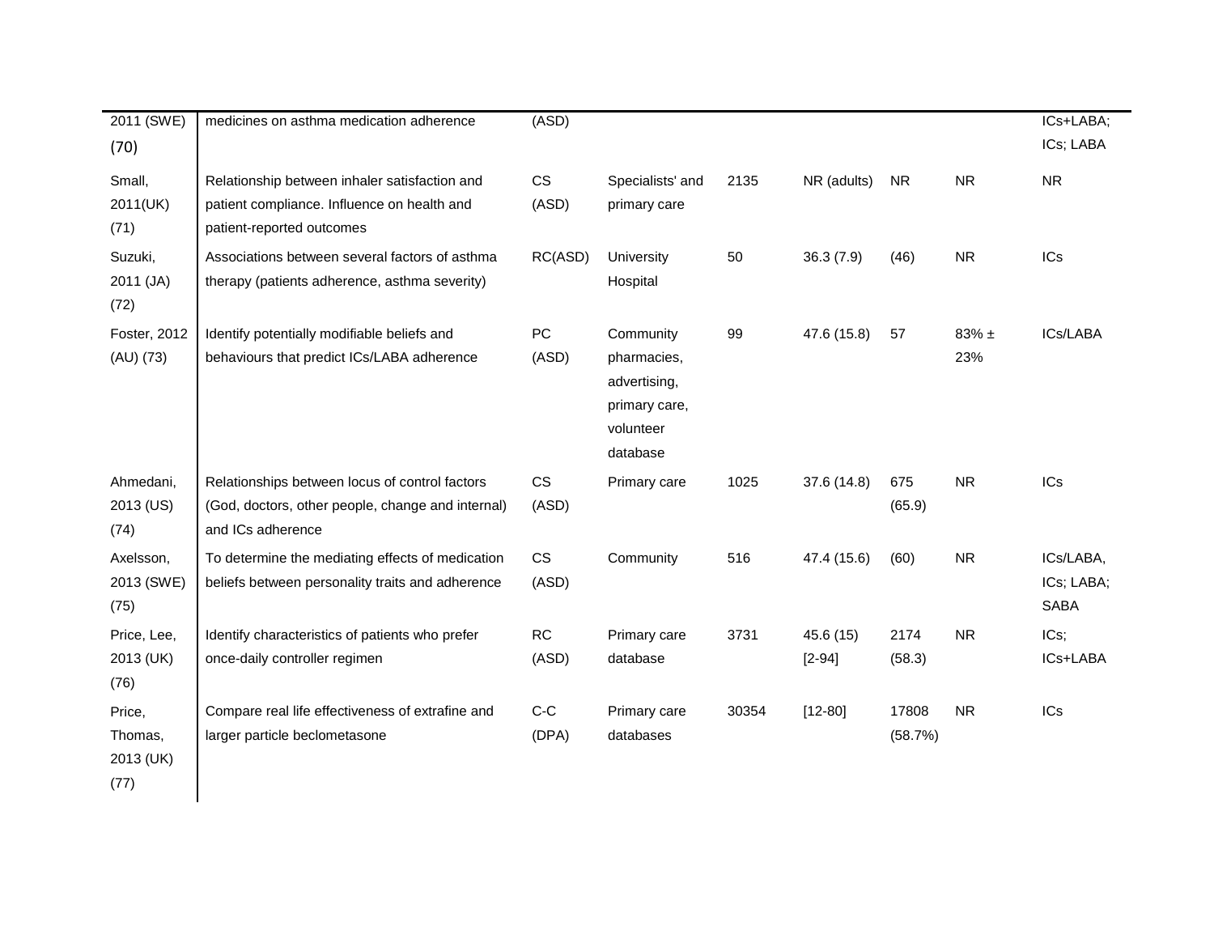| | | | | | | | | |
|---|---|---|---|---|---|---|---|---|
| 2011 (SWE) (70) | medicines on asthma medication adherence | (ASD) | | | | | | ICs+LABA; ICs; LABA |
| Small, 2011(UK) (71) | Relationship between inhaler satisfaction and patient compliance. Influence on health and patient-reported outcomes | CS (ASD) | Specialists' and primary care | 2135 | NR (adults) | NR | NR | NR |
| Suzuki, 2011 (JA) (72) | Associations between several factors of asthma therapy (patients adherence, asthma severity) | RC(ASD) | University Hospital | 50 | 36.3 (7.9) | (46) | NR | ICs |
| Foster, 2012 (AU) (73) | Identify potentially modifiable beliefs and behaviours that predict ICs/LABA adherence | PC (ASD) | Community pharmacies, advertising, primary care, volunteer database | 99 | 47.6 (15.8) | 57 | 83% ± 23% | ICs/LABA |
| Ahmedani, 2013 (US) (74) | Relationships between locus of control factors (God, doctors, other people, change and internal) and ICs adherence | CS (ASD) | Primary care | 1025 | 37.6 (14.8) | 675 (65.9) | NR | ICs |
| Axelsson, 2013 (SWE) (75) | To determine the mediating effects of medication beliefs between personality traits and adherence | CS (ASD) | Community | 516 | 47.4 (15.6) | (60) | NR | ICs/LABA, ICs; LABA; SABA |
| Price, Lee, 2013 (UK) (76) | Identify characteristics of patients who prefer once-daily controller regimen | RC (ASD) | Primary care database | 3731 | 45.6 (15) [2-94] | 2174 (58.3) | NR | ICs; ICs+LABA |
| Price, Thomas, 2013 (UK) (77) | Compare real life effectiveness of extrafine and larger particle beclometasone | C-C (DPA) | Primary care databases | 30354 | [12-80] | 17808 (58.7%) | NR | ICs |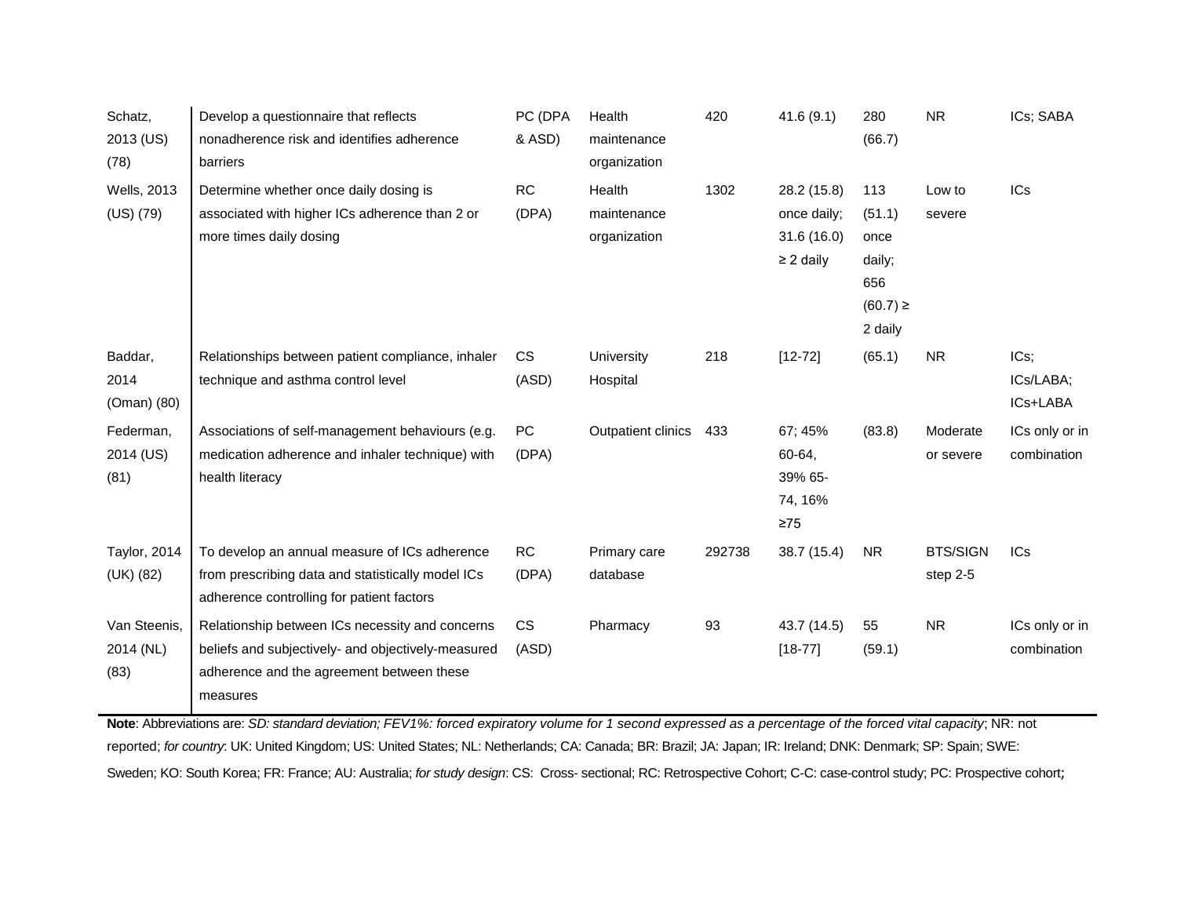| | | | | | | | | |
|---|---|---|---|---|---|---|---|---|
| Schatz, 2013 (US) (78) | Develop a questionnaire that reflects nonadherence risk and identifies adherence barriers | PC (DPA & ASD) | Health maintenance organization | 420 | 41.6 (9.1) | 280 (66.7) | NR | ICs; SABA |
| Wells, 2013 (US) (79) | Determine whether once daily dosing is associated with higher ICs adherence than 2 or more times daily dosing | RC (DPA) | Health maintenance organization | 1302 | 28.2 (15.8) once daily; 31.6 (16.0) ≥ 2 daily | 113 (51.1) once daily; 656 (60.7) ≥ 2 daily | Low to severe | ICs |
| Baddar, 2014 (Oman) (80) | Relationships between patient compliance, inhaler technique and asthma control level | CS (ASD) | University Hospital | 218 | [12-72] | (65.1) | NR | ICs; ICs/LABA; ICs+LABA |
| Federman, 2014 (US) (81) | Associations of self-management behaviours (e.g. medication adherence and inhaler technique) with health literacy | PC (DPA) | Outpatient clinics | 433 | 67; 45% 60-64, 39% 65-74, 16% ≥75 | (83.8) | Moderate or severe | ICs only or in combination |
| Taylor, 2014 (UK) (82) | To develop an annual measure of ICs adherence from prescribing data and statistically model ICs adherence controlling for patient factors | RC (DPA) | Primary care database | 292738 | 38.7 (15.4) | NR | BTS/SIGN step 2-5 | ICs |
| Van Steenis, 2014 (NL) (83) | Relationship between ICs necessity and concerns beliefs and subjectively- and objectively-measured adherence and the agreement between these measures | CS (ASD) | Pharmacy | 93 | 43.7 (14.5) [18-77] | 55 (59.1) | NR | ICs only or in combination |

**Note**: Abbreviations are: *SD: standard deviation; FEV1%: forced expiratory volume for 1 second expressed as a percentage of the forced vital capacity*; NR: not reported; *for country*: UK: United Kingdom; US: United States; NL: Netherlands; CA: Canada; BR: Brazil; JA: Japan; IR: Ireland; DNK: Denmark; SP: Spain; SWE: Sweden; KO: South Korea; FR: France; AU: Australia; *for study design*: CS: Cross- sectional; RC: Retrospective Cohort; C-C: case-control study; PC: Prospective cohort;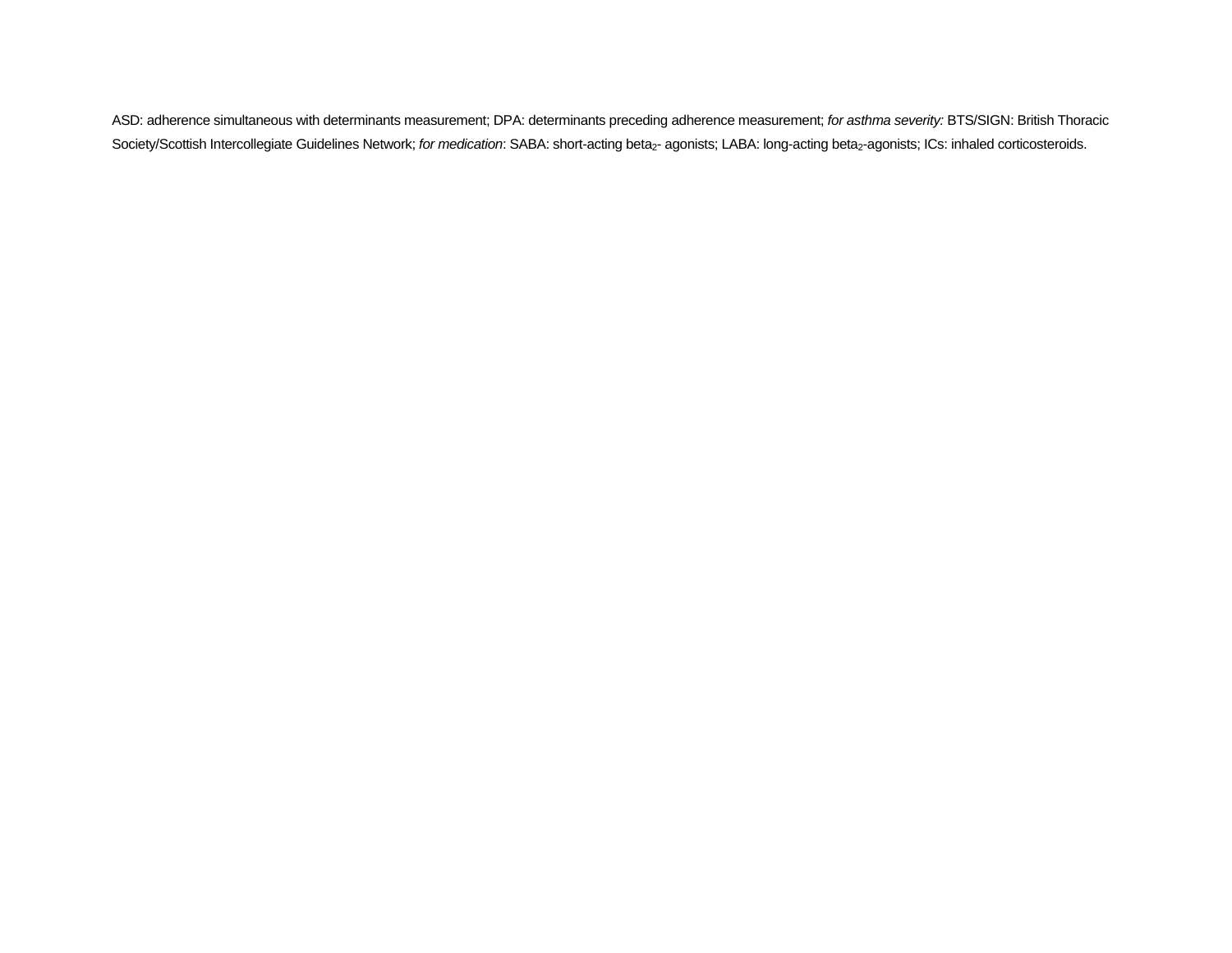ASD: adherence simultaneous with determinants measurement; DPA: determinants preceding adherence measurement; *for asthma severity:* BTS/SIGN: British Thoracic Society/Scottish Intercollegiate Guidelines Network; *for medication*: SABA: short-acting $beta_2$- agonists; LABA: long-acting $beta_2$-agonists; ICs: inhaled corticosteroids.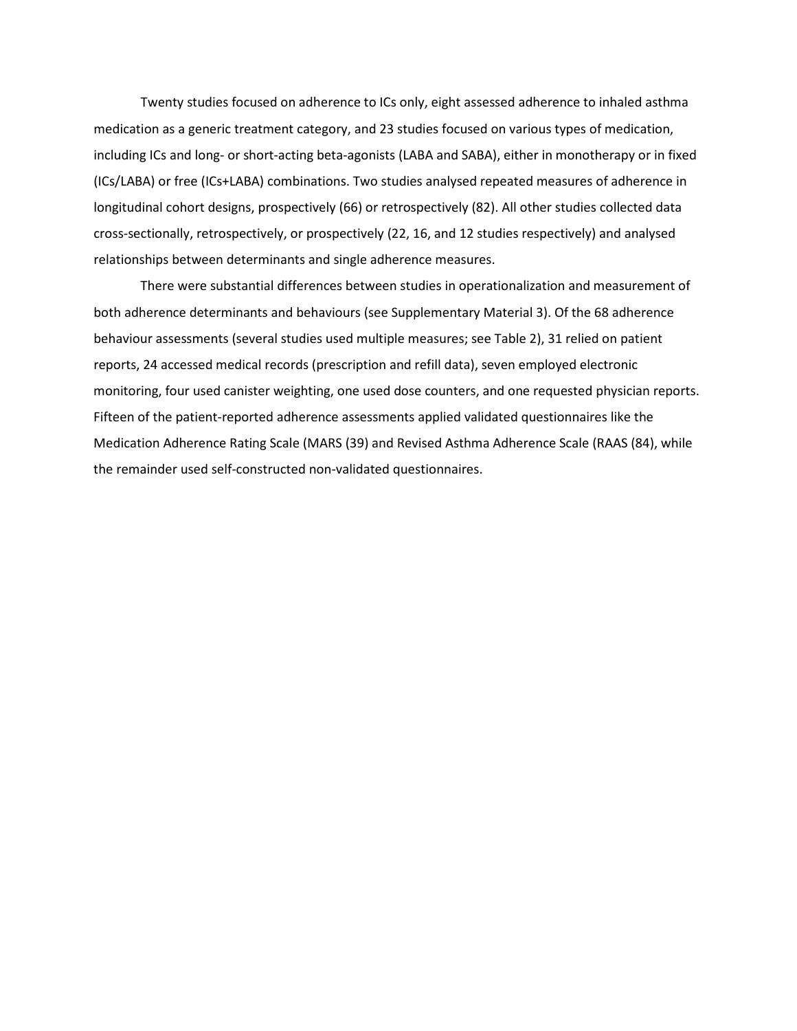Twenty studies focused on adherence to ICs only, eight assessed adherence to inhaled asthma medication as a generic treatment category, and 23 studies focused on various types of medication, including ICs and long- or short-acting beta-agonists (LABA and SABA), either in monotherapy or in fixed (ICs/LABA) or free (ICs+LABA) combinations. Two studies analysed repeated measures of adherence in longitudinal cohort designs, prospectively (66) or retrospectively (82). All other studies collected data cross-sectionally, retrospectively, or prospectively (22, 16, and 12 studies respectively) and analysed relationships between determinants and single adherence measures.

There were substantial differences between studies in operationalization and measurement of both adherence determinants and behaviours (see Supplementary Material 3). Of the 68 adherence behaviour assessments (several studies used multiple measures; see Table 2), 31 relied on patient reports, 24 accessed medical records (prescription and refill data), seven employed electronic monitoring, four used canister weighting, one used dose counters, and one requested physician reports. Fifteen of the patient-reported adherence assessments applied validated questionnaires like the Medication Adherence Rating Scale (MARS (39) and Revised Asthma Adherence Scale (RAAS (84), while the remainder used self-constructed non-validated questionnaires.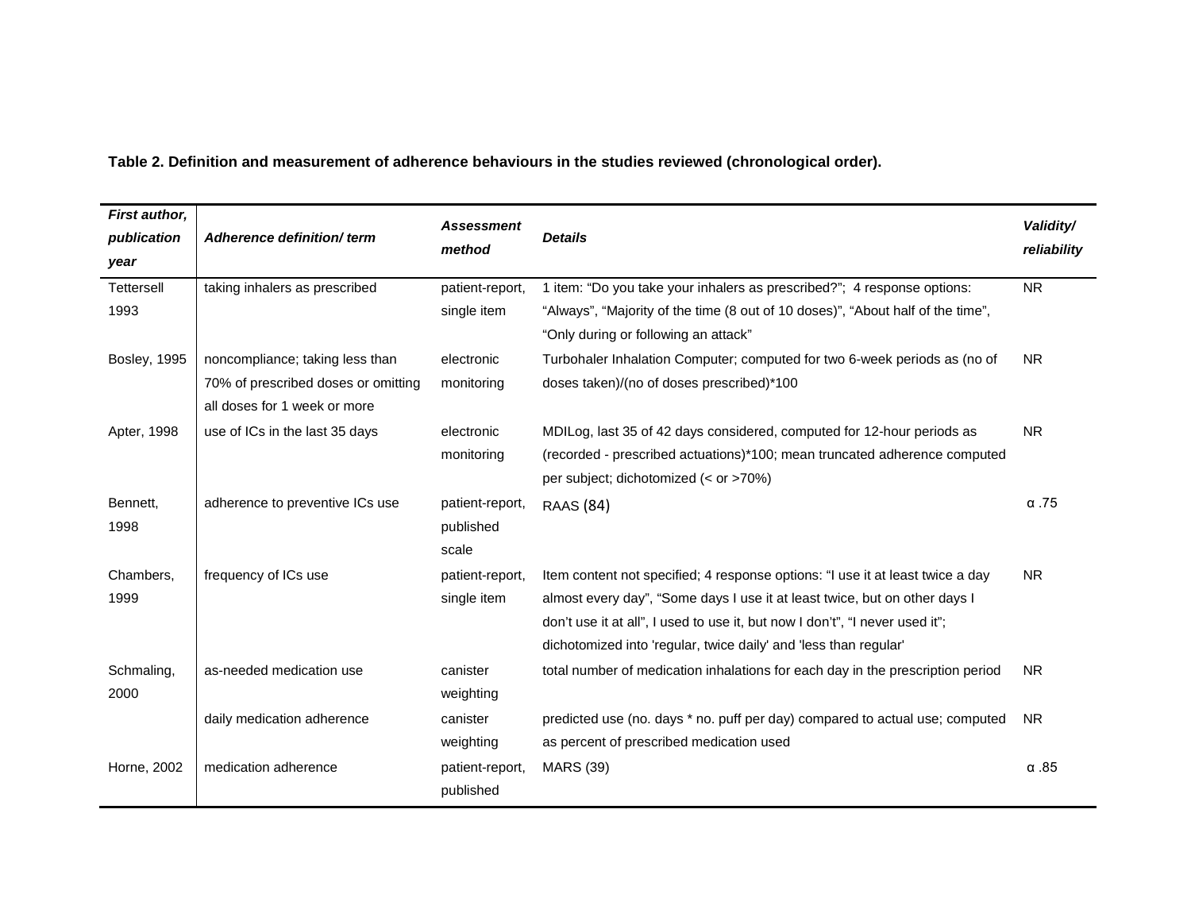**Table 2. Definition and measurement of adherence behaviours in the studies reviewed (chronological order).**

| *First author, publication year* | *Adherence definition/ term* | *Assessment method* | *Details* | *Validity/ reliability* |
|---|---|---|---|---|
| Tettersell 1993 | taking inhalers as prescribed | patient-report, single item | 1 item: “Do you take your inhalers as prescribed?”; 4 response options: “Always”, “Majority of the time (8 out of 10 doses)”, “About half of the time”, “Only during or following an attack” | NR |
| Bosley, 1995 | noncompliance; taking less than 70% of prescribed doses or omitting all doses for 1 week or more | electronic monitoring | Turbohaler Inhalation Computer; computed for two 6-week periods as (no of doses taken)/(no of doses prescribed)*100 | NR |
| Apter, 1998 | use of ICs in the last 35 days | electronic monitoring | MDILog, last 35 of 42 days considered, computed for 12-hour periods as (recorded - prescribed actuations)*100; mean truncated adherence computed per subject; dichotomized (< or >70%) | NR |
| Bennett, 1998 | adherence to preventive ICs use | patient-report, published scale | RAAS (84) | α .75 |
| Chambers, 1999 | frequency of ICs use | patient-report, single item | Item content not specified; 4 response options: “I use it at least twice a day almost every day”, “Some days I use it at least twice, but on other days I don’t use it at all”, I used to use it, but now I don’t”, “I never used it”; dichotomized into 'regular, twice daily' and 'less than regular' | NR |
| Schmaling, 2000 | as-needed medication use | canister weighting | total number of medication inhalations for each day in the prescription period | NR |
| | daily medication adherence | canister weighting | predicted use (no. days * no. puff per day) compared to actual use; computed as percent of prescribed medication used | NR |
| Horne, 2002 | medication adherence | patient-report, published | MARS (39) | α .85 |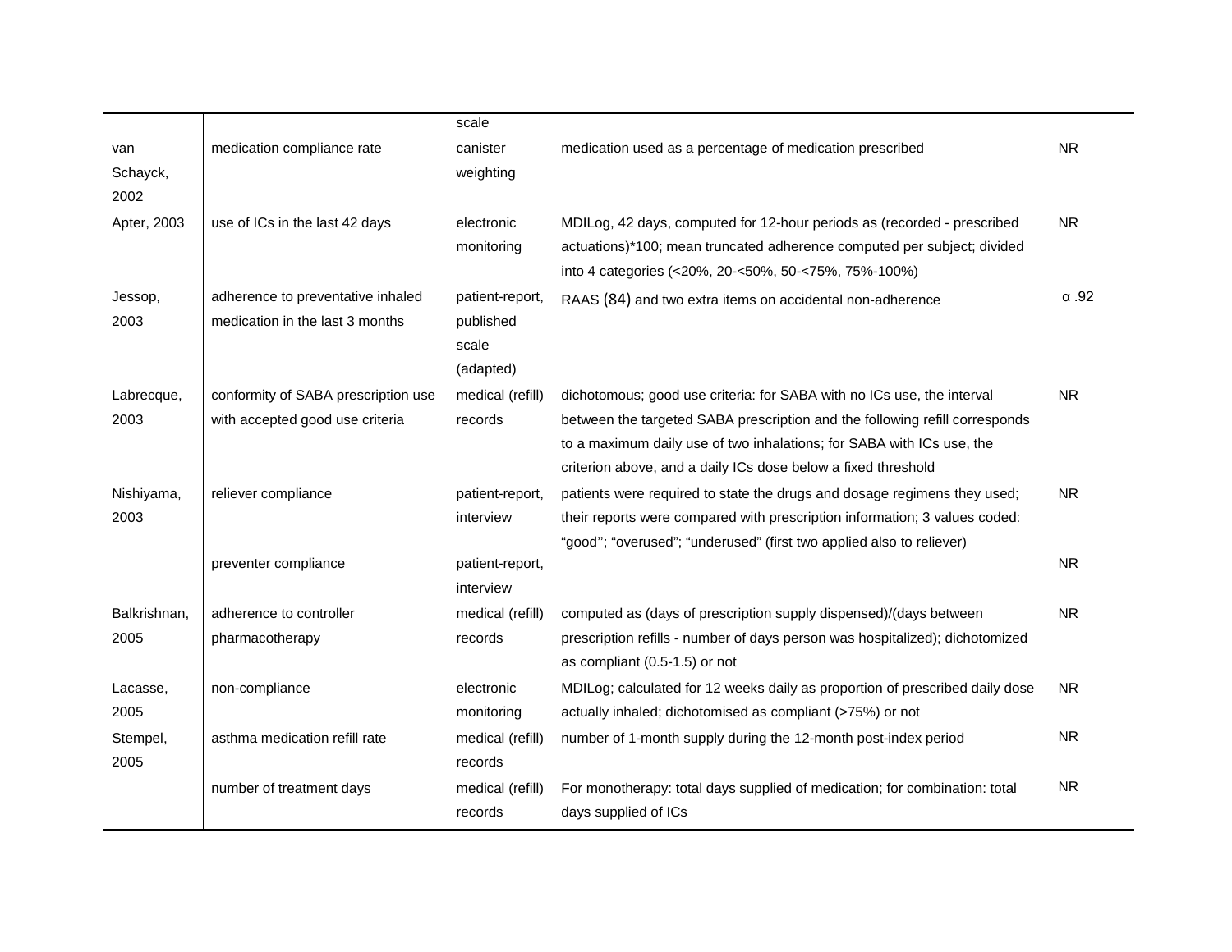| | | scale | | |
|---|---|---|---|---|
| van Schayck, 2002 | medication compliance rate | canister weighting | medication used as a percentage of medication prescribed | NR |
| Apter, 2003 | use of ICs in the last 42 days | electronic monitoring | MDILog, 42 days, computed for 12-hour periods as (recorded - prescribed actuations)*100; mean truncated adherence computed per subject; divided into 4 categories (<20%, 20-<50%, 50-<75%, 75%-100%) | NR |
| Jessop, 2003 | adherence to preventative inhaled medication in the last 3 months | patient-report, published scale (adapted) | RAAS (84) and two extra items on accidental non-adherence | α .92 |
| Labrecque, 2003 | conformity of SABA prescription use with accepted good use criteria | medical (refill) records | dichotomous; good use criteria: for SABA with no ICs use, the interval between the targeted SABA prescription and the following refill corresponds to a maximum daily use of two inhalations; for SABA with ICs use, the criterion above, and a daily ICs dose below a fixed threshold | NR |
| Nishiyama, 2003 | reliever compliance | patient-report, interview | patients were required to state the drugs and dosage regimens they used; their reports were compared with prescription information; 3 values coded: "good''; "overused"; "underused" (first two applied also to reliever) | NR |
| | preventer compliance | patient-report, interview | | NR |
| Balkrishnan, 2005 | adherence to controller pharmacotherapy | medical (refill) records | computed as (days of prescription supply dispensed)/(days between prescription refills - number of days person was hospitalized); dichotomized as compliant (0.5-1.5) or not | NR |
| Lacasse, 2005 | non-compliance | electronic monitoring | MDILog; calculated for 12 weeks daily as proportion of prescribed daily dose actually inhaled; dichotomised as compliant (>75%) or not | NR |
| Stempel, 2005 | asthma medication refill rate | medical (refill) records | number of 1-month supply during the 12-month post-index period | NR |
| | number of treatment days | medical (refill) records | For monotherapy: total days supplied of medication; for combination: total days supplied of ICs | NR |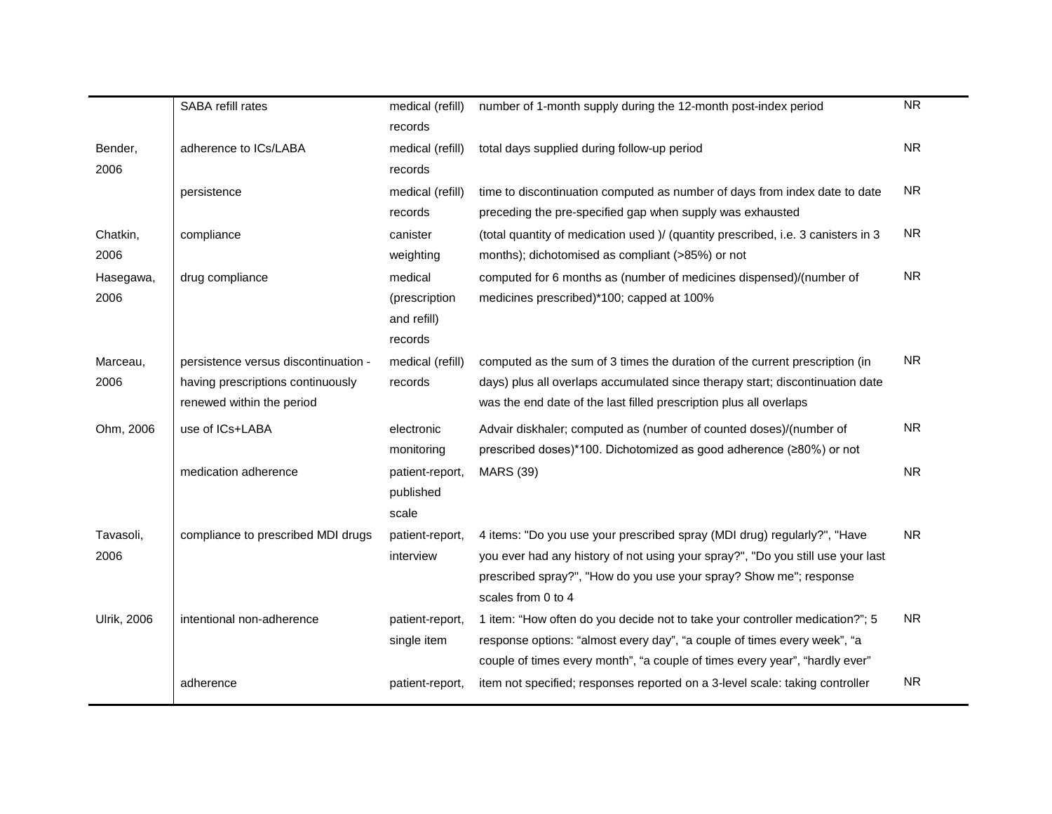| | | | | |
|---|---|---|---|---|
| | SABA refill rates | medical (refill) records | number of 1-month supply during the 12-month post-index period | NR |
| Bender, 2006 | adherence to ICs/LABA | medical (refill) records | total days supplied during follow-up period | NR |
| | persistence | medical (refill) records | time to discontinuation computed as number of days from index date to date preceding the pre-specified gap when supply was exhausted | NR |
| Chatkin, 2006 | compliance | canister weighting | (total quantity of medication used )/ (quantity prescribed, i.e. 3 canisters in 3 months); dichotomised as compliant (>85%) or not | NR |
| Hasegawa, 2006 | drug compliance | medical (prescription and refill) records | computed for 6 months as (number of medicines dispensed)/(number of medicines prescribed)*100; capped at 100% | NR |
| Marceau, 2006 | persistence versus discontinuation - having prescriptions continuously renewed within the period | medical (refill) records | computed as the sum of 3 times the duration of the current prescription (in days) plus all overlaps accumulated since therapy start; discontinuation date was the end date of the last filled prescription plus all overlaps | NR |
| Ohm, 2006 | use of ICs+LABA | electronic monitoring | Advair diskhaler; computed as (number of counted doses)/(number of prescribed doses)*100. Dichotomized as good adherence (≥80%) or not | NR |
| | medication adherence | patient-report, published scale | MARS (39) | NR |
| Tavasoli, 2006 | compliance to prescribed MDI drugs | patient-report, interview | 4 items: "Do you use your prescribed spray (MDI drug) regularly?", "Have you ever had any history of not using your spray?", "Do you still use your last prescribed spray?", "How do you use your spray? Show me"; response scales from 0 to 4 | NR |
| Ulrik, 2006 | intentional non-adherence | patient-report, single item | 1 item: "How often do you decide not to take your controller medication?"; 5 response options: "almost every day", "a couple of times every week", "a couple of times every month", "a couple of times every year", "hardly ever" | NR |
| | adherence | patient-report, | item not specified; responses reported on a 3-level scale: taking controller | NR |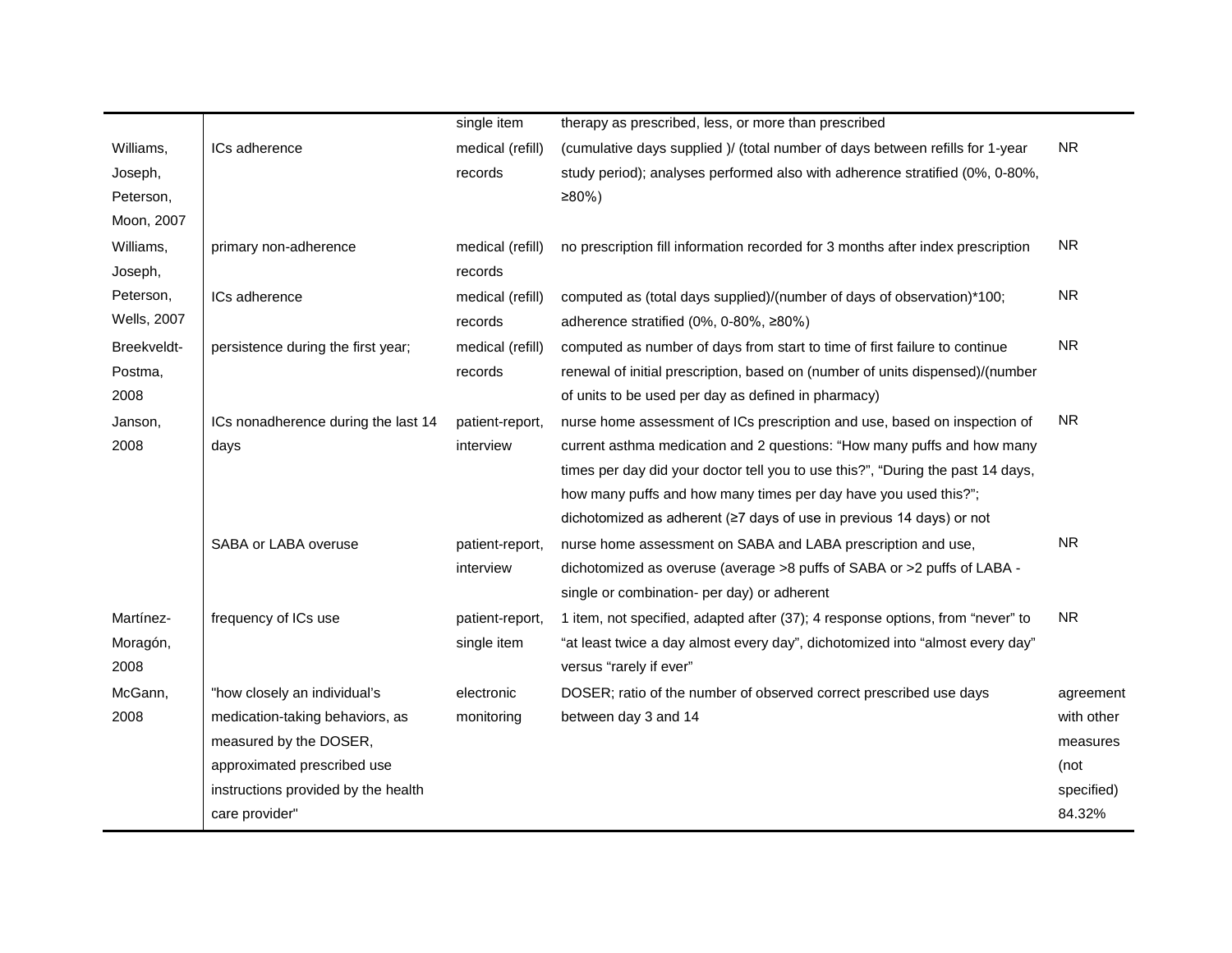| | | | | |
|---|---|---|---|---|
| | | single item | therapy as prescribed, less, or more than prescribed | |
| Williams, Joseph, Peterson, Moon, 2007 | ICs adherence | medical (refill) records | (cumulative days supplied )/ (total number of days between refills for 1-year study period); analyses performed also with adherence stratified (0%, 0-80%, ≥80%) | NR |
| Williams, Joseph, Peterson, Wells, 2007 | primary non-adherence | medical (refill) records | no prescription fill information recorded for 3 months after index prescription | NR |
| | ICs adherence | medical (refill) records | computed as (total days supplied)/(number of days of observation)*100; adherence stratified (0%, 0-80%, ≥80%) | NR |
| Breekveldt-Postma, 2008 | persistence during the first year; | medical (refill) records | computed as number of days from start to time of first failure to continue renewal of initial prescription, based on (number of units dispensed)/(number of units to be used per day as defined in pharmacy) | NR |
| Janson, 2008 | ICs nonadherence during the last 14 days | patient-report, interview | nurse home assessment of ICs prescription and use, based on inspection of current asthma medication and 2 questions: "How many puffs and how many times per day did your doctor tell you to use this?", "During the past 14 days, how many puffs and how many times per day have you used this?"; dichotomized as adherent (≥7 days of use in previous 14 days) or not | NR |
| | SABA or LABA overuse | patient-report, interview | nurse home assessment on SABA and LABA prescription and use, dichotomized as overuse (average >8 puffs of SABA or >2 puffs of LABA - single or combination- per day) or adherent | NR |
| Martínez-Moragón, 2008 | frequency of ICs use | patient-report, single item | 1 item, not specified, adapted after (37); 4 response options, from "never" to "at least twice a day almost every day", dichotomized into "almost every day" versus "rarely if ever" | NR |
| McGann, 2008 | "how closely an individual's medication-taking behaviors, as measured by the DOSER, approximated prescribed use instructions provided by the health care provider" | electronic monitoring | DOSER; ratio of the number of observed correct prescribed use days between day 3 and 14 | agreement with other measures (not specified) 84.32% |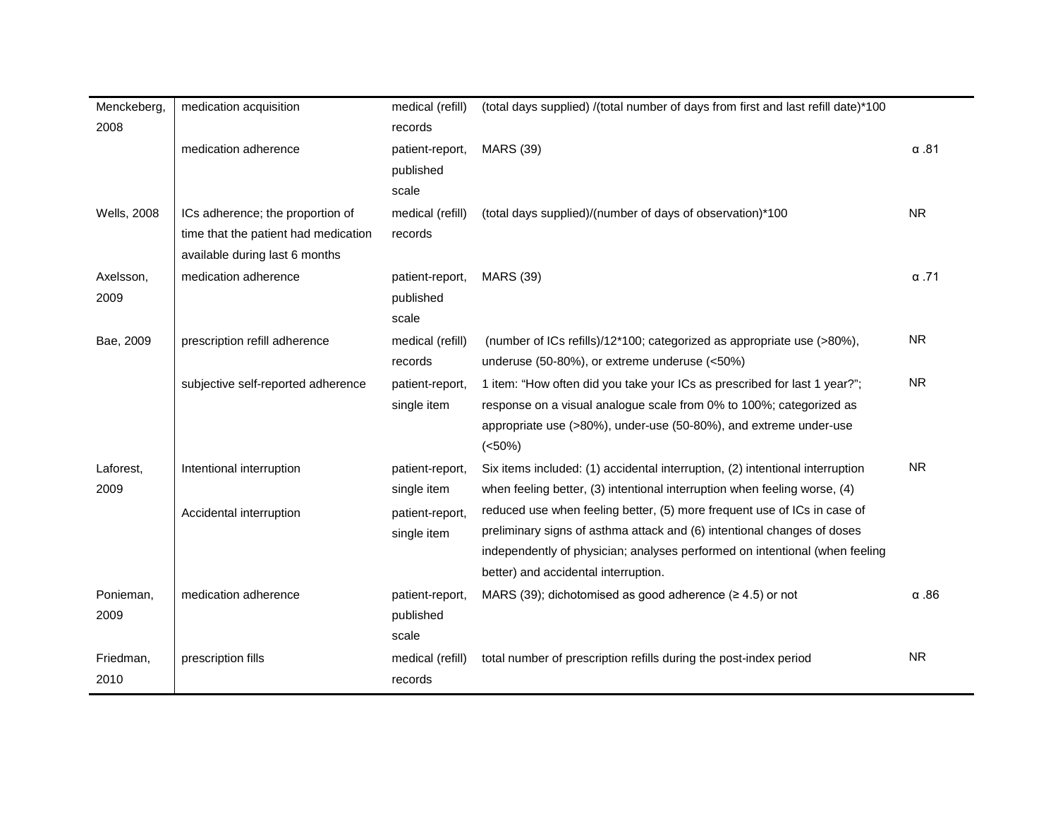| | | | | |
|---|---|---|---|---|
| Menckeberg, 2008 | medication acquisition | medical (refill) records | (total days supplied) /(total number of days from first and last refill date)*100 | |
| | medication adherence | patient-report, published scale | MARS (39) | α .81 |
| Wells, 2008 | ICs adherence; the proportion of time that the patient had medication available during last 6 months | medical (refill) records | (total days supplied)/(number of days of observation)*100 | NR |
| Axelsson, 2009 | medication adherence | patient-report, published scale | MARS (39) | α .71 |
| Bae, 2009 | prescription refill adherence | medical (refill) records | (number of ICs refills)/12*100; categorized as appropriate use (>80%), underuse (50-80%), or extreme underuse (<50%) | NR |
| | subjective self-reported adherence | patient-report, single item | 1 item: "How often did you take your ICs as prescribed for last 1 year?"; response on a visual analogue scale from 0% to 100%; categorized as appropriate use (>80%), under-use (50-80%), and extreme under-use (<50%) | NR |
| Laforest, 2009 | Intentional interruption | patient-report, single item | Six items included: (1) accidental interruption, (2) intentional interruption when feeling better, (3) intentional interruption when feeling worse, (4) reduced use when feeling better, (5) more frequent use of ICs in case of preliminary signs of asthma attack and (6) intentional changes of doses independently of physician; analyses performed on intentional (when feeling better) and accidental interruption. | NR |
| | Accidental interruption | patient-report, single item | | |
| Ponieman, 2009 | medication adherence | patient-report, published scale | MARS (39); dichotomised as good adherence (≥ 4.5) or not | α .86 |
| Friedman, 2010 | prescription fills | medical (refill) records | total number of prescription refills during the post-index period | NR |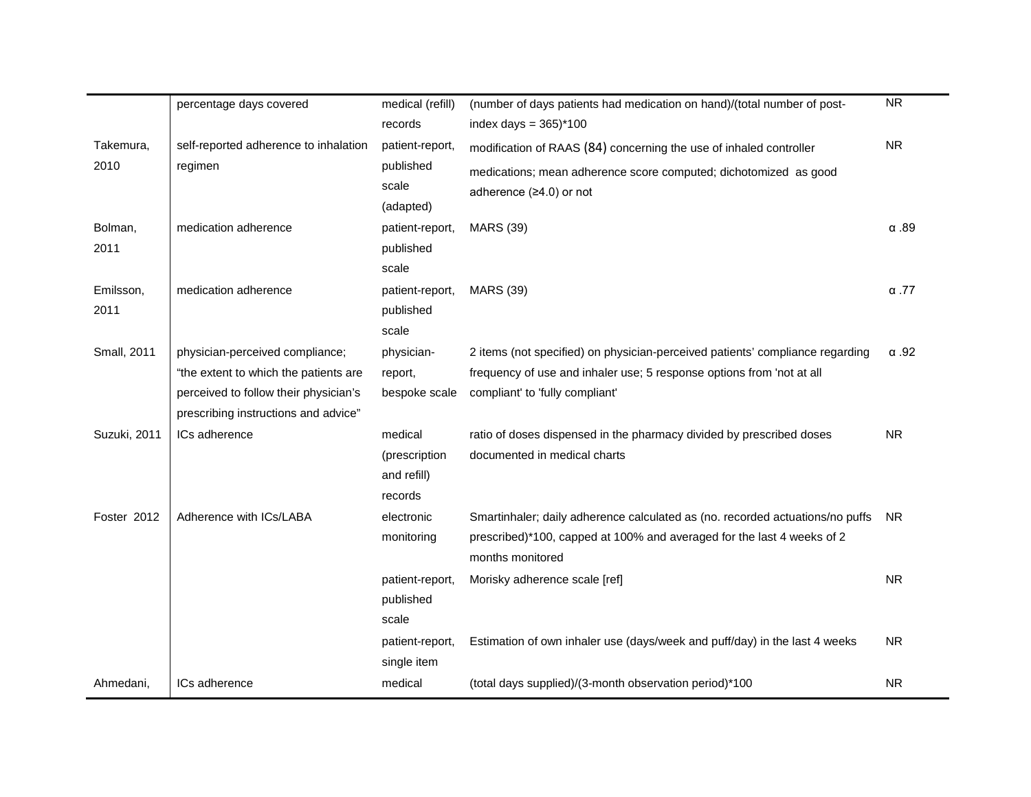| | | | | |
|---|---|---|---|---|
| | percentage days covered | medical (refill) records | (number of days patients had medication on hand)/(total number of post-index days = 365)*100 | NR |
| Takemura, 2010 | self-reported adherence to inhalation regimen | patient-report, published scale (adapted) | modification of RAAS (84) concerning the use of inhaled controller medications; mean adherence score computed; dichotomized as good adherence (≥4.0) or not | NR |
| Bolman, 2011 | medication adherence | patient-report, published scale | MARS (39) | α .89 |
| Emilsson, 2011 | medication adherence | patient-report, published scale | MARS (39) | α .77 |
| Small, 2011 | physician-perceived compliance; "the extent to which the patients are perceived to follow their physician's prescribing instructions and advice" | physician-report, bespoke scale | 2 items (not specified) on physician-perceived patients' compliance regarding frequency of use and inhaler use; 5 response options from 'not at all compliant' to 'fully compliant' | α .92 |
| Suzuki, 2011 | ICs adherence | medical (prescription and refill) records | ratio of doses dispensed in the pharmacy divided by prescribed doses documented in medical charts | NR |
| Foster 2012 | Adherence with ICs/LABA | electronic monitoring | Smartinhaler; daily adherence calculated as (no. recorded actuations/no puffs prescribed)*100, capped at 100% and averaged for the last 4 weeks of 2 months monitored | NR |
| | | patient-report, published scale | Morisky adherence scale [ref] | NR |
| | | patient-report, single item | Estimation of own inhaler use (days/week and puff/day) in the last 4 weeks | NR |
| Ahmedani, | ICs adherence | medical | (total days supplied)/(3-month observation period)*100 | NR |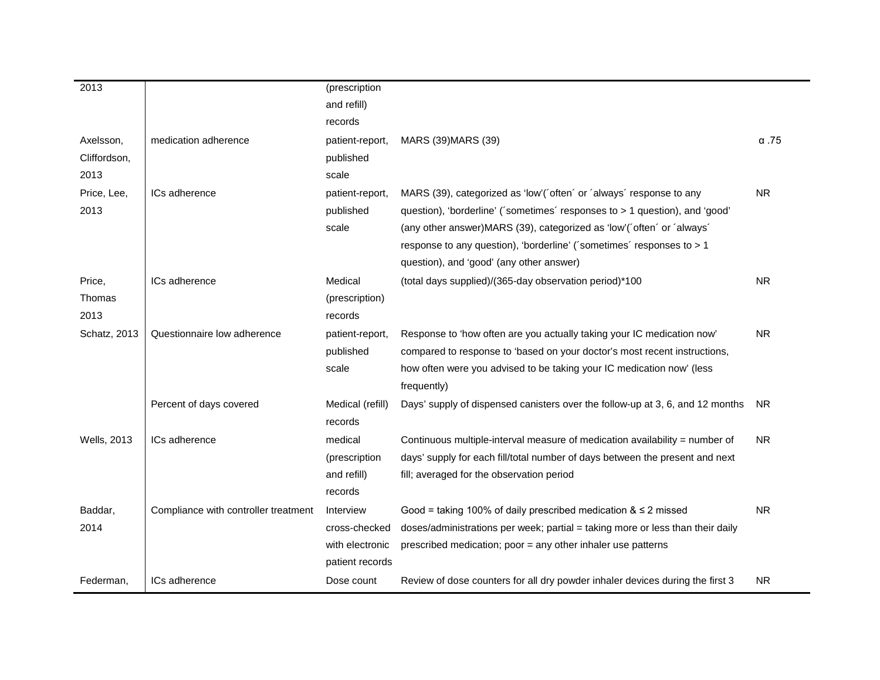| | | | | |
|---|---|---|---|---|
| 2013 | | (prescription and refill) records | | |
| Axelsson, Cliffordson, 2013 | medication adherence | patient-report, published scale | MARS (39)MARS (39) | α .75 |
| Price, Lee, 2013 | ICs adherence | patient-report, published scale | MARS (39), categorized as 'low'(´often´ or ´always´ response to any question), 'borderline' (´sometimes´ responses to > 1 question), and 'good' (any other answer)MARS (39), categorized as 'low'(´often´ or ´always´ response to any question), 'borderline' (´sometimes´ responses to > 1 question), and 'good' (any other answer) | NR |
| Price, Thomas 2013 | ICs adherence | Medical (prescription) records | (total days supplied)/(365-day observation period)*100 | NR |
| Schatz, 2013 | Questionnaire low adherence | patient-report, published scale | Response to 'how often are you actually taking your IC medication now' compared to response to 'based on your doctor's most recent instructions, how often were you advised to be taking your IC medication now' (less frequently) | NR |
| | Percent of days covered | Medical (refill) records | Days' supply of dispensed canisters over the follow-up at 3, 6, and 12 months | NR |
| Wells, 2013 | ICs adherence | medical (prescription and refill) records | Continuous multiple-interval measure of medication availability = number of days' supply for each fill/total number of days between the present and next fill; averaged for the observation period | NR |
| Baddar, 2014 | Compliance with controller treatment | Interview cross-checked with electronic patient records | Good = taking 100% of daily prescribed medication & ≤ 2 missed doses/administrations per week; partial = taking more or less than their daily prescribed medication; poor = any other inhaler use patterns | NR |
| Federman, | ICs adherence | Dose count | Review of dose counters for all dry powder inhaler devices during the first 3 | NR |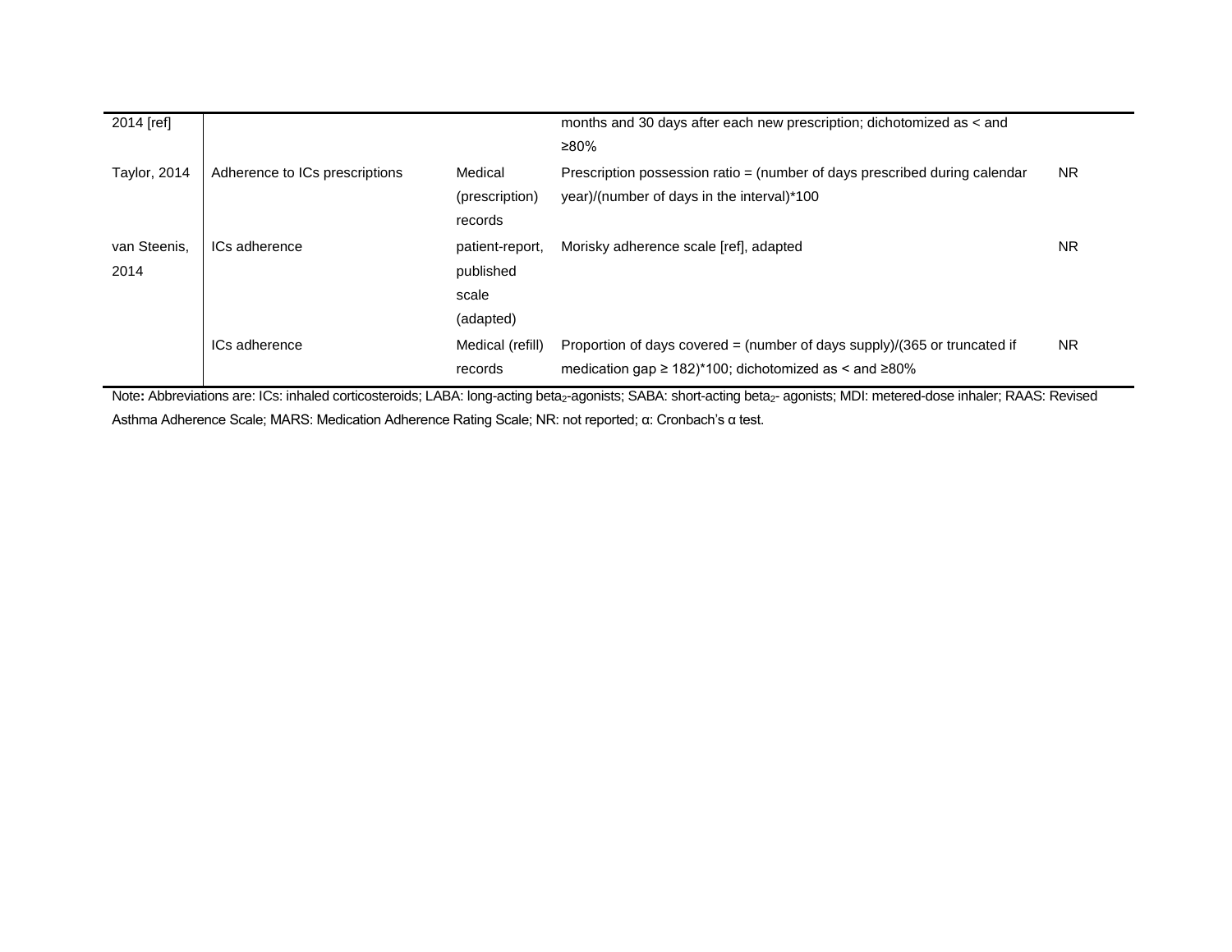| | | | | |
|---|---|---|---|---|
| 2014 [ref] | | | months and 30 days after each new prescription; dichotomized as < and ≥80% | |
| Taylor, 2014 | Adherence to ICs prescriptions | Medical (prescription) records | Prescription possession ratio = (number of days prescribed during calendar year)/(number of days in the interval)*100 | NR |
| van Steenis, 2014 | ICs adherence | patient-report, published scale (adapted) | Morisky adherence scale [ref], adapted | NR |
| | ICs adherence | Medical (refill) records | Proportion of days covered = (number of days supply)/(365 or truncated if medication gap ≥ 182)*100; dichotomized as < and ≥80% | NR |

Note**:** Abbreviations are: ICs: inhaled corticosteroids; LABA: long-acting beta$_2$-agonists; SABA: short-acting beta$_2$- agonists; MDI: metered-dose inhaler; RAAS: Revised Asthma Adherence Scale; MARS: Medication Adherence Rating Scale; NR: not reported; α: Cronbach's α test.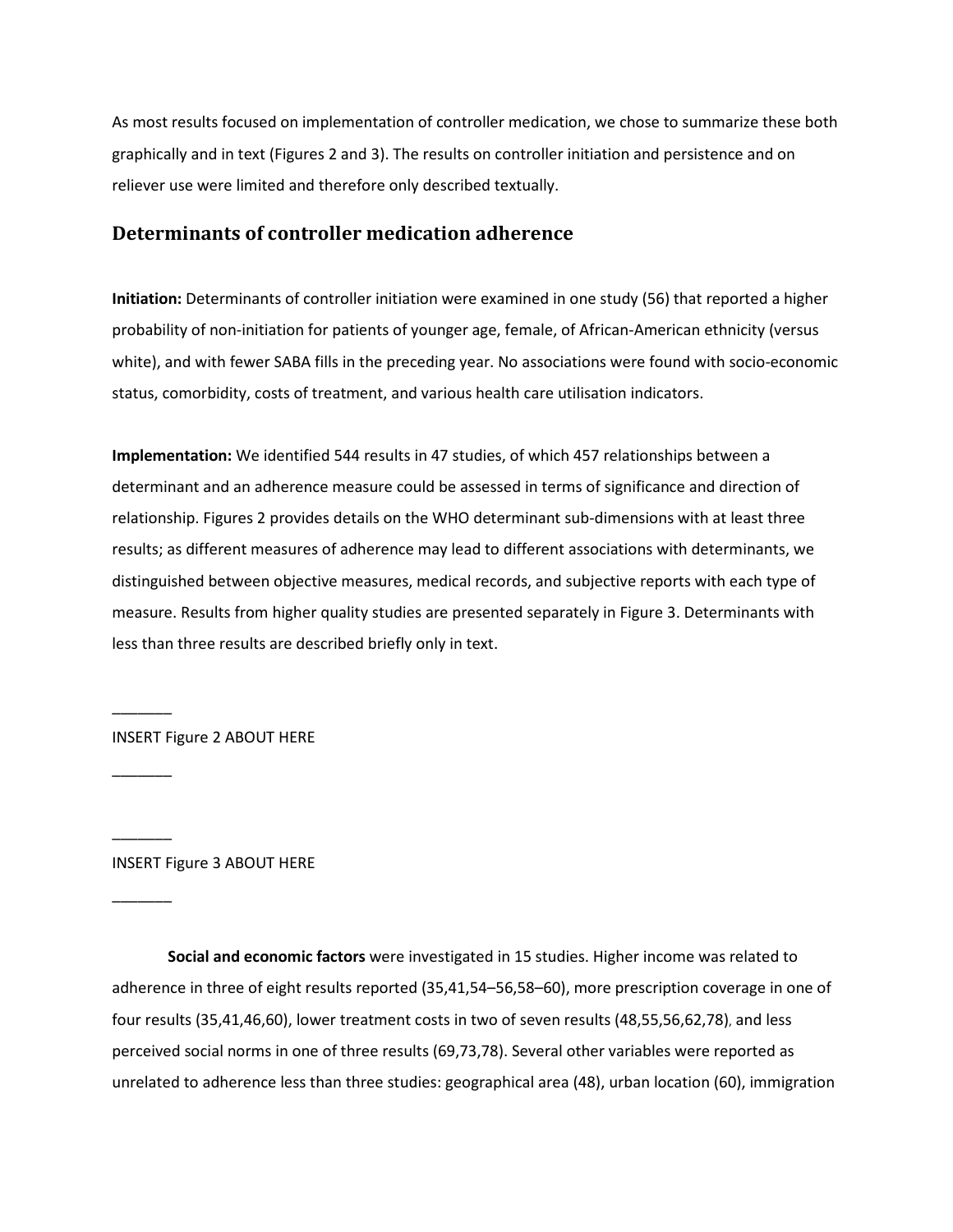As most results focused on implementation of controller medication, we chose to summarize these both graphically and in text (Figures 2 and 3). The results on controller initiation and persistence and on reliever use were limited and therefore only described textually.

## Determinants of controller medication adherence

**Initiation:** Determinants of controller initiation were examined in one study (56) that reported a higher probability of non-initiation for patients of younger age, female, of African-American ethnicity (versus white), and with fewer SABA fills in the preceding year. No associations were found with socio-economic status, comorbidity, costs of treatment, and various health care utilisation indicators.

**Implementation:** We identified 544 results in 47 studies, of which 457 relationships between a determinant and an adherence measure could be assessed in terms of significance and direction of relationship. Figures 2 provides details on the WHO determinant sub-dimensions with at least three results; as different measures of adherence may lead to different associations with determinants, we distinguished between objective measures, medical records, and subjective reports with each type of measure. Results from higher quality studies are presented separately in Figure 3. Determinants with less than three results are described briefly only in text.

_______

INSERT Figure 2 ABOUT HERE

_______

_______

INSERT Figure 3 ABOUT HERE

_______

**Social and economic factors** were investigated in 15 studies. Higher income was related to adherence in three of eight results reported (35,41,54–56,58–60), more prescription coverage in one of four results (35,41,46,60), lower treatment costs in two of seven results (48,55,56,62,78), and less perceived social norms in one of three results (69,73,78). Several other variables were reported as unrelated to adherence less than three studies: geographical area (48), urban location (60), immigration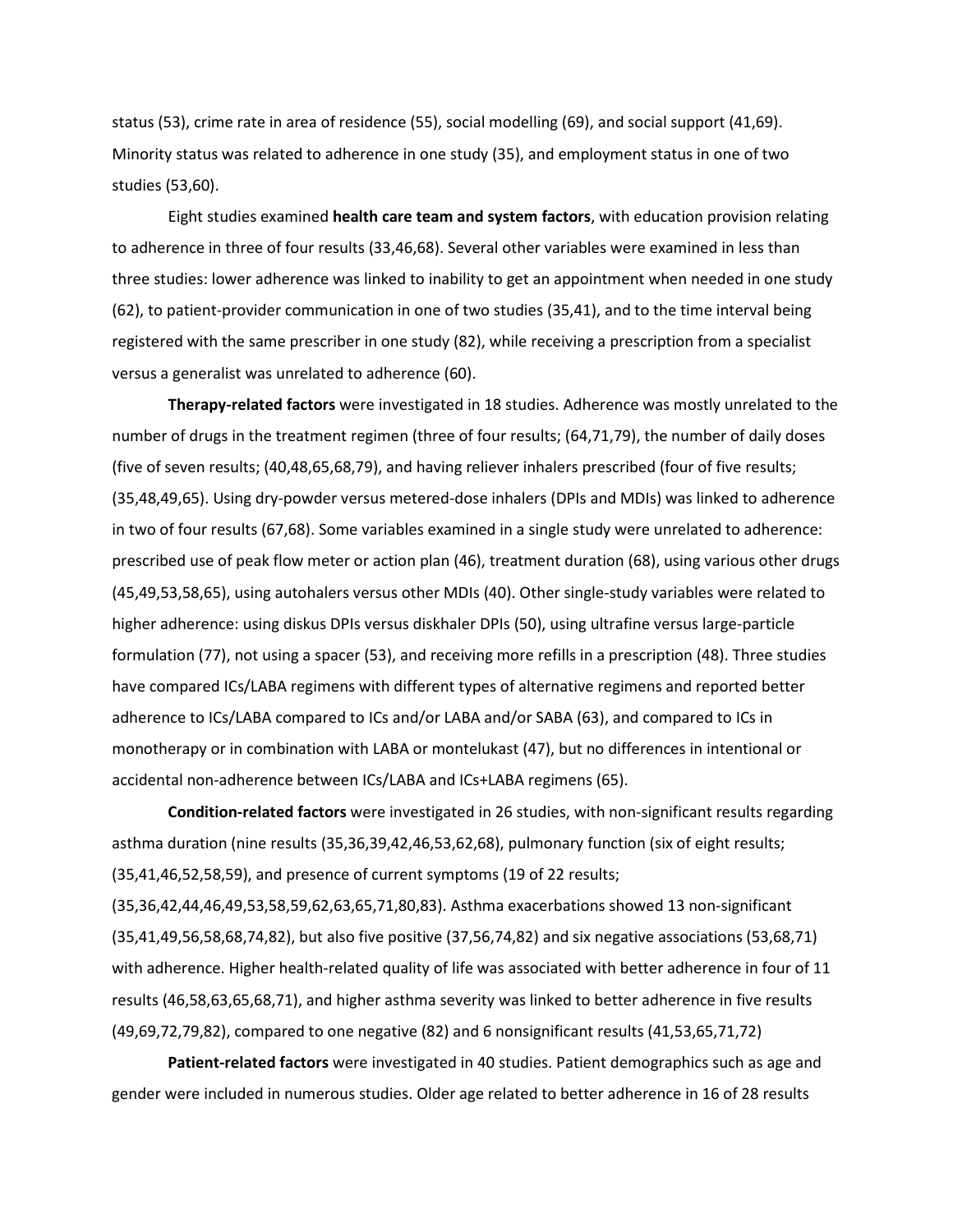status (53), crime rate in area of residence (55), social modelling (69), and social support (41,69). Minority status was related to adherence in one study (35), and employment status in one of two studies (53,60).

Eight studies examined **health care team and system factors**, with education provision relating to adherence in three of four results (33,46,68). Several other variables were examined in less than three studies: lower adherence was linked to inability to get an appointment when needed in one study (62), to patient-provider communication in one of two studies (35,41), and to the time interval being registered with the same prescriber in one study (82), while receiving a prescription from a specialist versus a generalist was unrelated to adherence (60).

**Therapy-related factors** were investigated in 18 studies. Adherence was mostly unrelated to the number of drugs in the treatment regimen (three of four results; (64,71,79), the number of daily doses (five of seven results; (40,48,65,68,79), and having reliever inhalers prescribed (four of five results; (35,48,49,65). Using dry-powder versus metered-dose inhalers (DPIs and MDIs) was linked to adherence in two of four results (67,68). Some variables examined in a single study were unrelated to adherence: prescribed use of peak flow meter or action plan (46), treatment duration (68), using various other drugs (45,49,53,58,65), using autohalers versus other MDIs (40). Other single-study variables were related to higher adherence: using diskus DPIs versus diskhaler DPIs (50), using ultrafine versus large-particle formulation (77), not using a spacer (53), and receiving more refills in a prescription (48). Three studies have compared ICs/LABA regimens with different types of alternative regimens and reported better adherence to ICs/LABA compared to ICs and/or LABA and/or SABA (63), and compared to ICs in monotherapy or in combination with LABA or montelukast (47), but no differences in intentional or accidental non-adherence between ICs/LABA and ICs+LABA regimens (65).

**Condition-related factors** were investigated in 26 studies, with non-significant results regarding asthma duration (nine results (35,36,39,42,46,53,62,68), pulmonary function (six of eight results; (35,41,46,52,58,59), and presence of current symptoms (19 of 22 results; (35,36,42,44,46,49,53,58,59,62,63,65,71,80,83). Asthma exacerbations showed 13 non-significant (35,41,49,56,58,68,74,82), but also five positive (37,56,74,82) and six negative associations (53,68,71) with adherence. Higher health-related quality of life was associated with better adherence in four of 11 results (46,58,63,65,68,71), and higher asthma severity was linked to better adherence in five results (49,69,72,79,82), compared to one negative (82) and 6 nonsignificant results (41,53,65,71,72)

**Patient-related factors** were investigated in 40 studies. Patient demographics such as age and gender were included in numerous studies. Older age related to better adherence in 16 of 28 results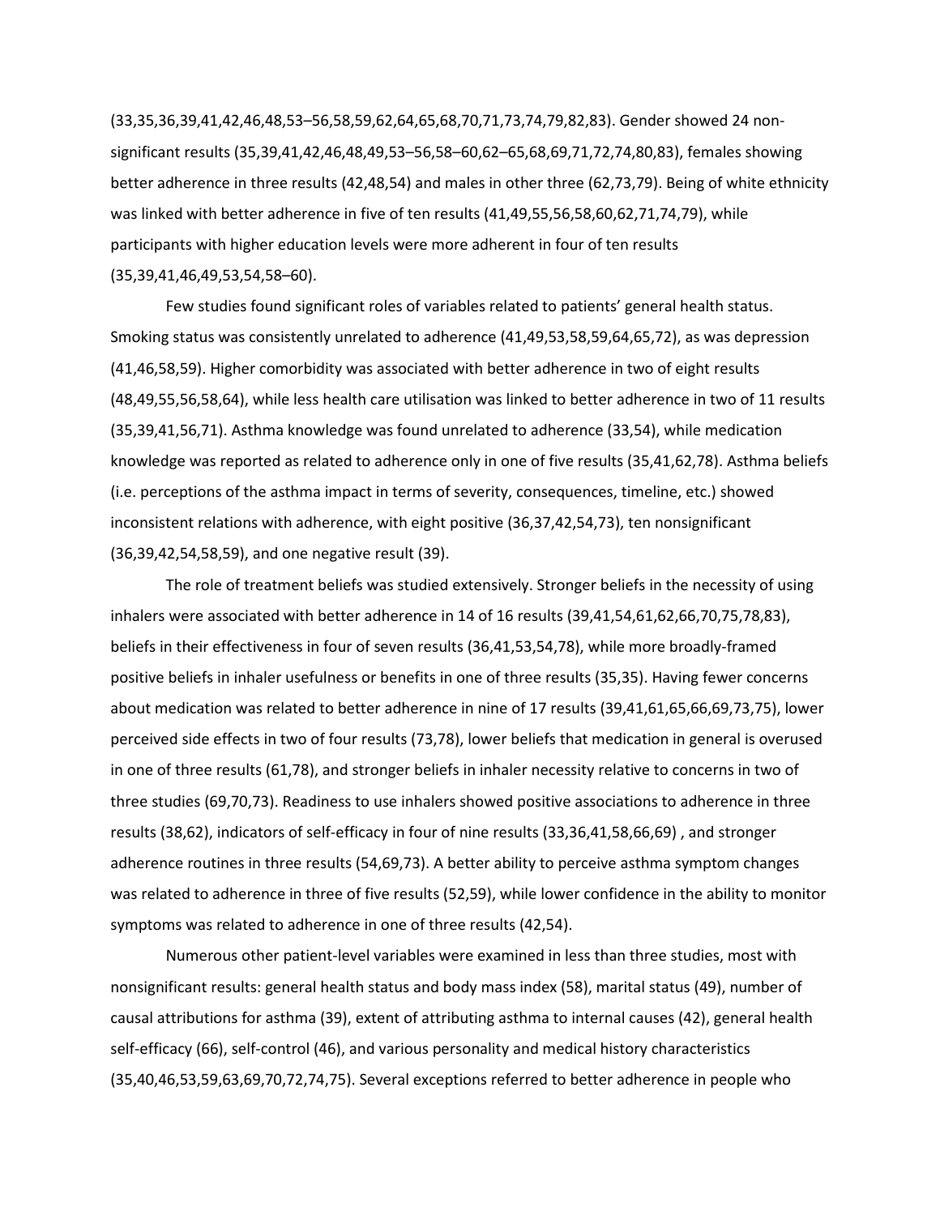(33,35,36,39,41,42,46,48,53–56,58,59,62,64,65,68,70,71,73,74,79,82,83). Gender showed 24 non-significant results (35,39,41,42,46,48,49,53–56,58–60,62–65,68,69,71,72,74,80,83), females showing better adherence in three results (42,48,54) and males in other three (62,73,79). Being of white ethnicity was linked with better adherence in five of ten results (41,49,55,56,58,60,62,71,74,79), while participants with higher education levels were more adherent in four of ten results (35,39,41,46,49,53,54,58–60).

Few studies found significant roles of variables related to patients' general health status. Smoking status was consistently unrelated to adherence (41,49,53,58,59,64,65,72), as was depression (41,46,58,59). Higher comorbidity was associated with better adherence in two of eight results (48,49,55,56,58,64), while less health care utilisation was linked to better adherence in two of 11 results (35,39,41,56,71). Asthma knowledge was found unrelated to adherence (33,54), while medication knowledge was reported as related to adherence only in one of five results (35,41,62,78). Asthma beliefs (i.e. perceptions of the asthma impact in terms of severity, consequences, timeline, etc.) showed inconsistent relations with adherence, with eight positive (36,37,42,54,73), ten nonsignificant (36,39,42,54,58,59), and one negative result (39).

The role of treatment beliefs was studied extensively. Stronger beliefs in the necessity of using inhalers were associated with better adherence in 14 of 16 results (39,41,54,61,62,66,70,75,78,83), beliefs in their effectiveness in four of seven results (36,41,53,54,78), while more broadly-framed positive beliefs in inhaler usefulness or benefits in one of three results (35,35). Having fewer concerns about medication was related to better adherence in nine of 17 results (39,41,61,65,66,69,73,75), lower perceived side effects in two of four results (73,78), lower beliefs that medication in general is overused in one of three results (61,78), and stronger beliefs in inhaler necessity relative to concerns in two of three studies (69,70,73). Readiness to use inhalers showed positive associations to adherence in three results (38,62), indicators of self-efficacy in four of nine results (33,36,41,58,66,69) , and stronger adherence routines in three results (54,69,73). A better ability to perceive asthma symptom changes was related to adherence in three of five results (52,59), while lower confidence in the ability to monitor symptoms was related to adherence in one of three results (42,54).

Numerous other patient-level variables were examined in less than three studies, most with nonsignificant results: general health status and body mass index (58), marital status (49), number of causal attributions for asthma (39), extent of attributing asthma to internal causes (42), general health self-efficacy (66), self-control (46), and various personality and medical history characteristics (35,40,46,53,59,63,69,70,72,74,75). Several exceptions referred to better adherence in people who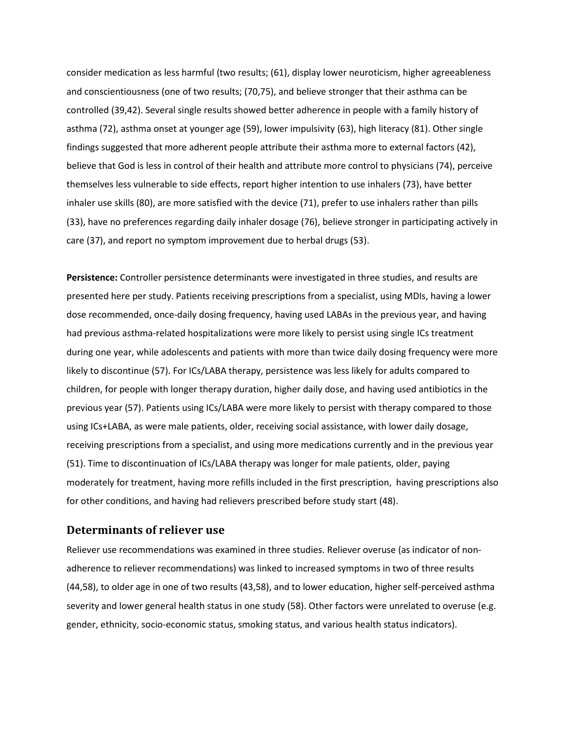consider medication as less harmful (two results; (61), display lower neuroticism, higher agreeableness and conscientiousness (one of two results; (70,75), and believe stronger that their asthma can be controlled (39,42). Several single results showed better adherence in people with a family history of asthma (72), asthma onset at younger age (59), lower impulsivity (63), high literacy (81). Other single findings suggested that more adherent people attribute their asthma more to external factors (42), believe that God is less in control of their health and attribute more control to physicians (74), perceive themselves less vulnerable to side effects, report higher intention to use inhalers (73), have better inhaler use skills (80), are more satisfied with the device (71), prefer to use inhalers rather than pills (33), have no preferences regarding daily inhaler dosage (76), believe stronger in participating actively in care (37), and report no symptom improvement due to herbal drugs (53).

**Persistence:** Controller persistence determinants were investigated in three studies, and results are presented here per study. Patients receiving prescriptions from a specialist, using MDIs, having a lower dose recommended, once-daily dosing frequency, having used LABAs in the previous year, and having had previous asthma-related hospitalizations were more likely to persist using single ICs treatment during one year, while adolescents and patients with more than twice daily dosing frequency were more likely to discontinue (57). For ICs/LABA therapy, persistence was less likely for adults compared to children, for people with longer therapy duration, higher daily dose, and having used antibiotics in the previous year (57). Patients using ICs/LABA were more likely to persist with therapy compared to those using ICs+LABA, as were male patients, older, receiving social assistance, with lower daily dosage, receiving prescriptions from a specialist, and using more medications currently and in the previous year (51). Time to discontinuation of ICs/LABA therapy was longer for male patients, older, paying moderately for treatment, having more refills included in the first prescription, having prescriptions also for other conditions, and having had relievers prescribed before study start (48).

## Determinants of reliever use

Reliever use recommendations was examined in three studies. Reliever overuse (as indicator of non-adherence to reliever recommendations) was linked to increased symptoms in two of three results (44,58), to older age in one of two results (43,58), and to lower education, higher self-perceived asthma severity and lower general health status in one study (58). Other factors were unrelated to overuse (e.g. gender, ethnicity, socio-economic status, smoking status, and various health status indicators).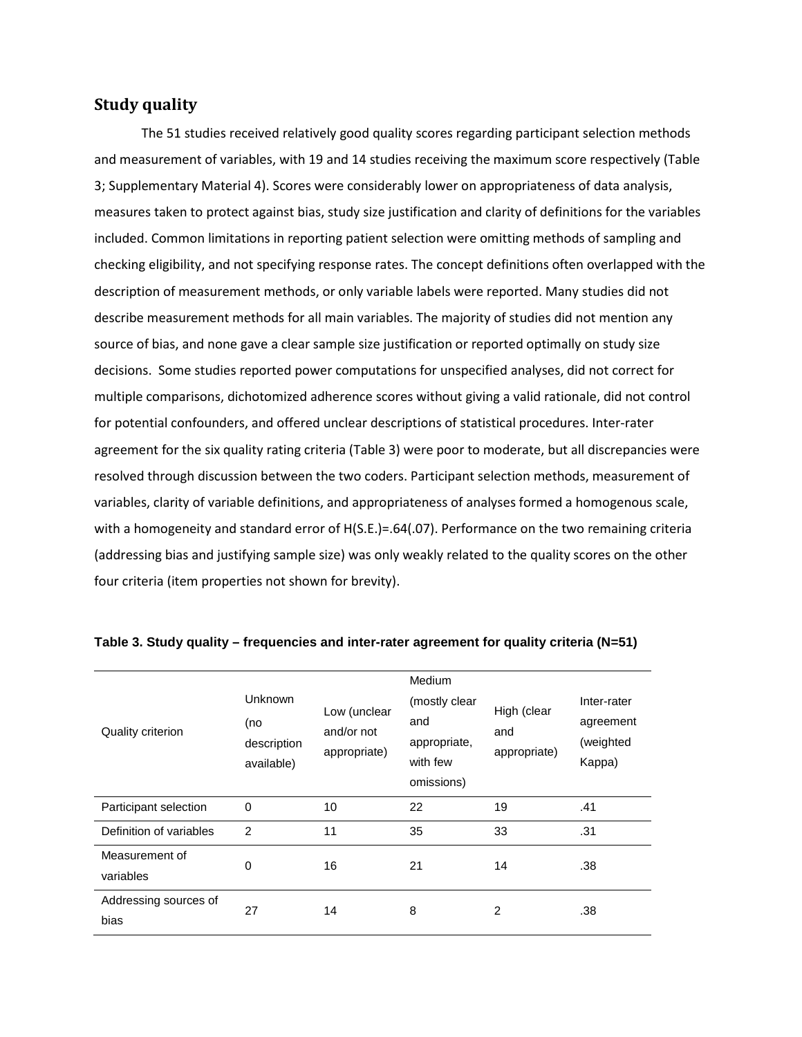## Study quality

The 51 studies received relatively good quality scores regarding participant selection methods and measurement of variables, with 19 and 14 studies receiving the maximum score respectively (Table 3; Supplementary Material 4). Scores were considerably lower on appropriateness of data analysis, measures taken to protect against bias, study size justification and clarity of definitions for the variables included. Common limitations in reporting patient selection were omitting methods of sampling and checking eligibility, and not specifying response rates. The concept definitions often overlapped with the description of measurement methods, or only variable labels were reported. Many studies did not describe measurement methods for all main variables. The majority of studies did not mention any source of bias, and none gave a clear sample size justification or reported optimally on study size decisions. Some studies reported power computations for unspecified analyses, did not correct for multiple comparisons, dichotomized adherence scores without giving a valid rationale, did not control for potential confounders, and offered unclear descriptions of statistical procedures. Inter-rater agreement for the six quality rating criteria (Table 3) were poor to moderate, but all discrepancies were resolved through discussion between the two coders. Participant selection methods, measurement of variables, clarity of variable definitions, and appropriateness of analyses formed a homogenous scale, with a homogeneity and standard error of H(S.E.)=.64(.07). Performance on the two remaining criteria (addressing bias and justifying sample size) was only weakly related to the quality scores on the other four criteria (item properties not shown for brevity).

**Table 3. Study quality – frequencies and inter-rater agreement for quality criteria (N=51)**

| Quality criterion | Unknown (no description available) | Low (unclear and/or not appropriate) | Medium (mostly clear and appropriate, with few omissions) | High (clear and appropriate) | Inter-rater agreement (weighted Kappa) |
|---|---|---|---|---|---|
| Participant selection | 0 | 10 | 22 | 19 | .41 |
| Definition of variables | 2 | 11 | 35 | 33 | .31 |
| Measurement of variables | 0 | 16 | 21 | 14 | .38 |
| Addressing sources of bias | 27 | 14 | 8 | 2 | .38 |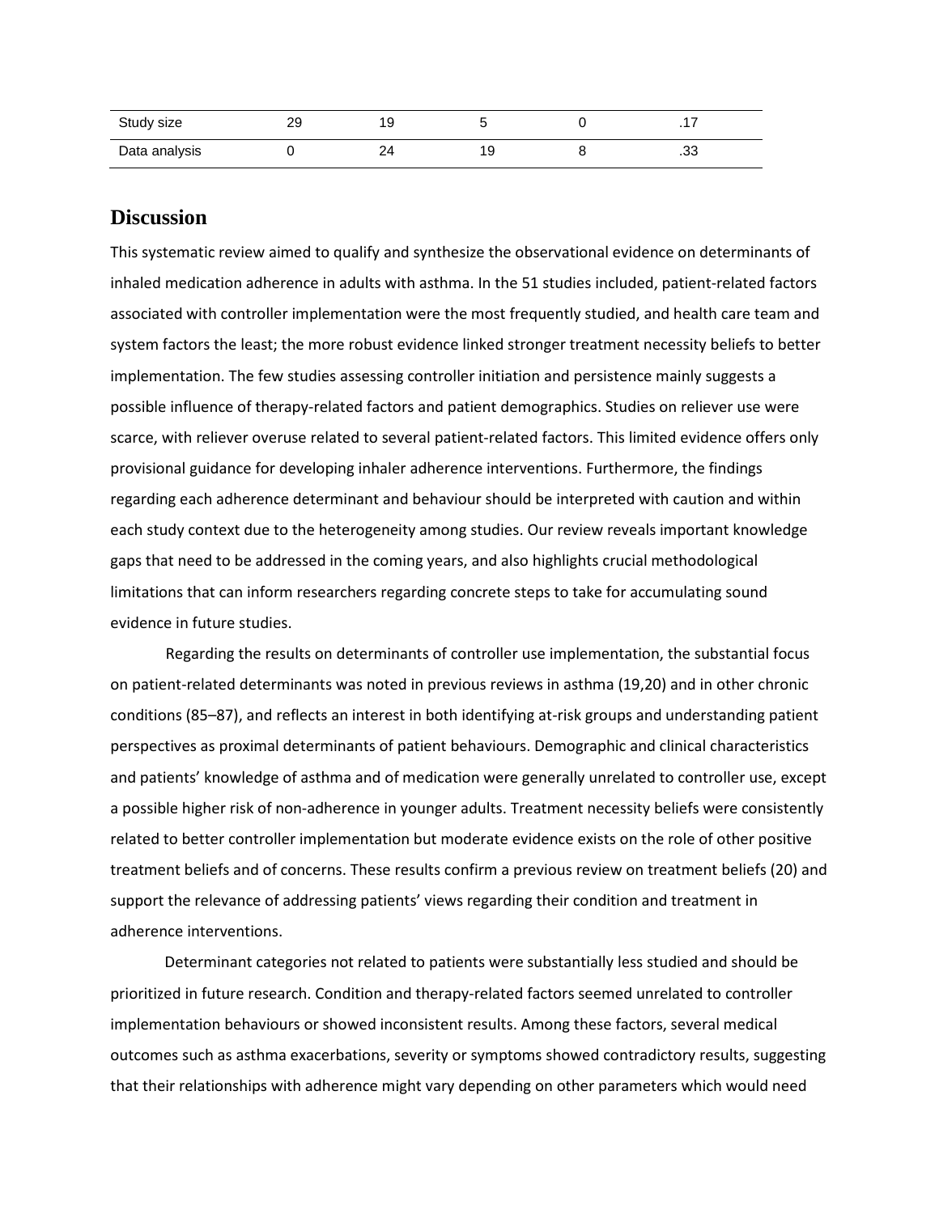| | | | | | |
|---|---|---|---|---|---|
| Study size | 29 | 19 | 5 | 0 | .17 |
| Data analysis | 0 | 24 | 19 | 8 | .33 |

# Discussion

This systematic review aimed to qualify and synthesize the observational evidence on determinants of inhaled medication adherence in adults with asthma. In the 51 studies included, patient-related factors associated with controller implementation were the most frequently studied, and health care team and system factors the least; the more robust evidence linked stronger treatment necessity beliefs to better implementation. The few studies assessing controller initiation and persistence mainly suggests a possible influence of therapy-related factors and patient demographics. Studies on reliever use were scarce, with reliever overuse related to several patient-related factors. This limited evidence offers only provisional guidance for developing inhaler adherence interventions. Furthermore, the findings regarding each adherence determinant and behaviour should be interpreted with caution and within each study context due to the heterogeneity among studies. Our review reveals important knowledge gaps that need to be addressed in the coming years, and also highlights crucial methodological limitations that can inform researchers regarding concrete steps to take for accumulating sound evidence in future studies.

Regarding the results on determinants of controller use implementation, the substantial focus on patient-related determinants was noted in previous reviews in asthma (19,20) and in other chronic conditions (85–87), and reflects an interest in both identifying at-risk groups and understanding patient perspectives as proximal determinants of patient behaviours. Demographic and clinical characteristics and patients' knowledge of asthma and of medication were generally unrelated to controller use, except a possible higher risk of non-adherence in younger adults. Treatment necessity beliefs were consistently related to better controller implementation but moderate evidence exists on the role of other positive treatment beliefs and of concerns. These results confirm a previous review on treatment beliefs (20) and support the relevance of addressing patients' views regarding their condition and treatment in adherence interventions.

Determinant categories not related to patients were substantially less studied and should be prioritized in future research. Condition and therapy-related factors seemed unrelated to controller implementation behaviours or showed inconsistent results. Among these factors, several medical outcomes such as asthma exacerbations, severity or symptoms showed contradictory results, suggesting that their relationships with adherence might vary depending on other parameters which would need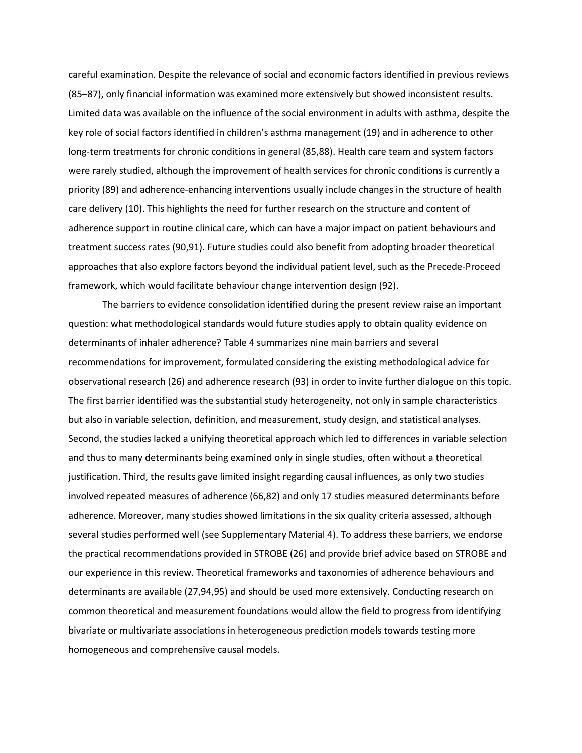careful examination. Despite the relevance of social and economic factors identified in previous reviews (85–87), only financial information was examined more extensively but showed inconsistent results. Limited data was available on the influence of the social environment in adults with asthma, despite the key role of social factors identified in children's asthma management (19) and in adherence to other long-term treatments for chronic conditions in general (85,88). Health care team and system factors were rarely studied, although the improvement of health services for chronic conditions is currently a priority (89) and adherence-enhancing interventions usually include changes in the structure of health care delivery (10). This highlights the need for further research on the structure and content of adherence support in routine clinical care, which can have a major impact on patient behaviours and treatment success rates (90,91). Future studies could also benefit from adopting broader theoretical approaches that also explore factors beyond the individual patient level, such as the Precede-Proceed framework, which would facilitate behaviour change intervention design (92).

The barriers to evidence consolidation identified during the present review raise an important question: what methodological standards would future studies apply to obtain quality evidence on determinants of inhaler adherence? Table 4 summarizes nine main barriers and several recommendations for improvement, formulated considering the existing methodological advice for observational research (26) and adherence research (93) in order to invite further dialogue on this topic. The first barrier identified was the substantial study heterogeneity, not only in sample characteristics but also in variable selection, definition, and measurement, study design, and statistical analyses. Second, the studies lacked a unifying theoretical approach which led to differences in variable selection and thus to many determinants being examined only in single studies, often without a theoretical justification. Third, the results gave limited insight regarding causal influences, as only two studies involved repeated measures of adherence (66,82) and only 17 studies measured determinants before adherence. Moreover, many studies showed limitations in the six quality criteria assessed, although several studies performed well (see Supplementary Material 4). To address these barriers, we endorse the practical recommendations provided in STROBE (26) and provide brief advice based on STROBE and our experience in this review. Theoretical frameworks and taxonomies of adherence behaviours and determinants are available (27,94,95) and should be used more extensively. Conducting research on common theoretical and measurement foundations would allow the field to progress from identifying bivariate or multivariate associations in heterogeneous prediction models towards testing more homogeneous and comprehensive causal models.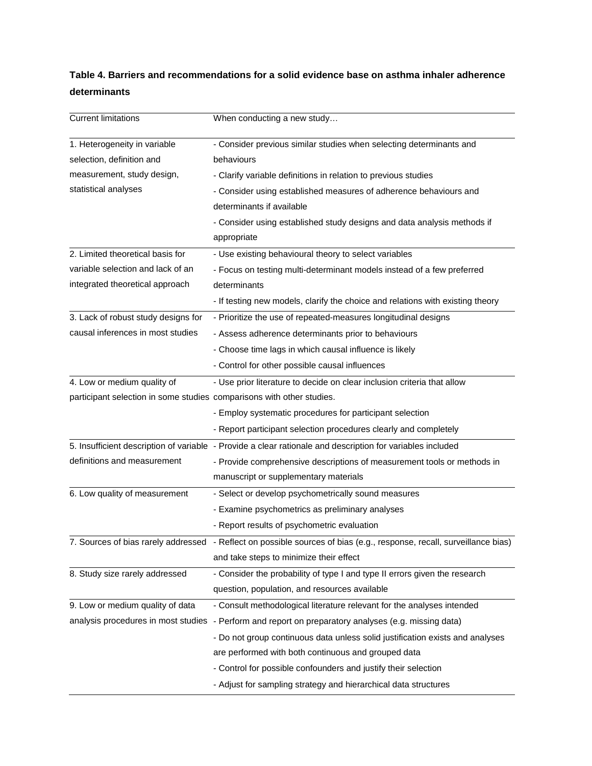**Table 4. Barriers and recommendations for a solid evidence base on asthma inhaler adherence determinants**

| Current limitations | When conducting a new study… |
|---|---|
| 1. Heterogeneity in variable selection, definition and measurement, study design, statistical analyses | - Consider previous similar studies when selecting determinants and behaviours<br>- Clarify variable definitions in relation to previous studies<br>- Consider using established measures of adherence behaviours and determinants if available<br>- Consider using established study designs and data analysis methods if appropriate |
| 2. Limited theoretical basis for variable selection and lack of an integrated theoretical approach | - Use existing behavioural theory to select variables<br>- Focus on testing multi-determinant models instead of a few preferred determinants<br>- If testing new models, clarify the choice and relations with existing theory |
| 3. Lack of robust study designs for causal inferences in most studies | - Prioritize the use of repeated-measures longitudinal designs<br>- Assess adherence determinants prior to behaviours<br>- Choose time lags in which causal influence is likely<br>- Control for other possible causal influences |
| 4. Low or medium quality of participant selection in some studies | - Use prior literature to decide on clear inclusion criteria that allow comparisons with other studies.<br>- Employ systematic procedures for participant selection<br>- Report participant selection procedures clearly and completely |
| 5. Insufficient description of variable definitions and measurement | - Provide a clear rationale and description for variables included<br>- Provide comprehensive descriptions of measurement tools or methods in manuscript or supplementary materials |
| 6. Low quality of measurement | - Select or develop psychometrically sound measures<br>- Examine psychometrics as preliminary analyses<br>- Report results of psychometric evaluation |
| 7. Sources of bias rarely addressed | - Reflect on possible sources of bias (e.g., response, recall, surveillance bias) and take steps to minimize their effect |
| 8. Study size rarely addressed | - Consider the probability of type I and type II errors given the research question, population, and resources available |
| 9. Low or medium quality of data analysis procedures in most studies | - Consult methodological literature relevant for the analyses intended<br>- Perform and report on preparatory analyses (e.g. missing data)<br>- Do not group continuous data unless solid justification exists and analyses are performed with both continuous and grouped data<br>- Control for possible confounders and justify their selection<br>- Adjust for sampling strategy and hierarchical data structures |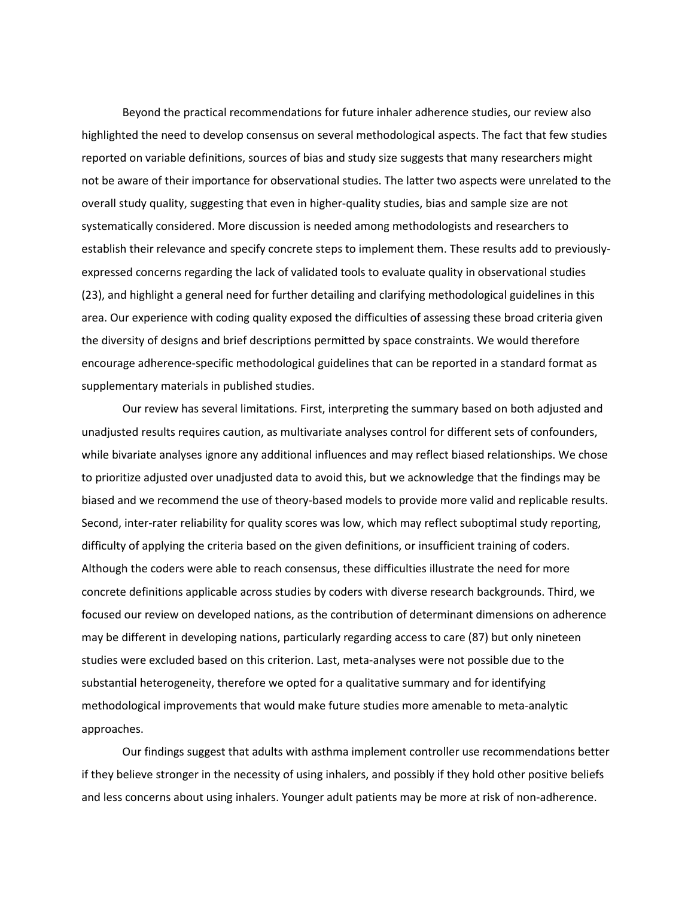Beyond the practical recommendations for future inhaler adherence studies, our review also highlighted the need to develop consensus on several methodological aspects. The fact that few studies reported on variable definitions, sources of bias and study size suggests that many researchers might not be aware of their importance for observational studies. The latter two aspects were unrelated to the overall study quality, suggesting that even in higher-quality studies, bias and sample size are not systematically considered. More discussion is needed among methodologists and researchers to establish their relevance and specify concrete steps to implement them. These results add to previously-expressed concerns regarding the lack of validated tools to evaluate quality in observational studies (23), and highlight a general need for further detailing and clarifying methodological guidelines in this area. Our experience with coding quality exposed the difficulties of assessing these broad criteria given the diversity of designs and brief descriptions permitted by space constraints. We would therefore encourage adherence-specific methodological guidelines that can be reported in a standard format as supplementary materials in published studies.

Our review has several limitations. First, interpreting the summary based on both adjusted and unadjusted results requires caution, as multivariate analyses control for different sets of confounders, while bivariate analyses ignore any additional influences and may reflect biased relationships. We chose to prioritize adjusted over unadjusted data to avoid this, but we acknowledge that the findings may be biased and we recommend the use of theory-based models to provide more valid and replicable results. Second, inter-rater reliability for quality scores was low, which may reflect suboptimal study reporting, difficulty of applying the criteria based on the given definitions, or insufficient training of coders. Although the coders were able to reach consensus, these difficulties illustrate the need for more concrete definitions applicable across studies by coders with diverse research backgrounds. Third, we focused our review on developed nations, as the contribution of determinant dimensions on adherence may be different in developing nations, particularly regarding access to care (87) but only nineteen studies were excluded based on this criterion. Last, meta-analyses were not possible due to the substantial heterogeneity, therefore we opted for a qualitative summary and for identifying methodological improvements that would make future studies more amenable to meta-analytic approaches.

Our findings suggest that adults with asthma implement controller use recommendations better if they believe stronger in the necessity of using inhalers, and possibly if they hold other positive beliefs and less concerns about using inhalers. Younger adult patients may be more at risk of non-adherence.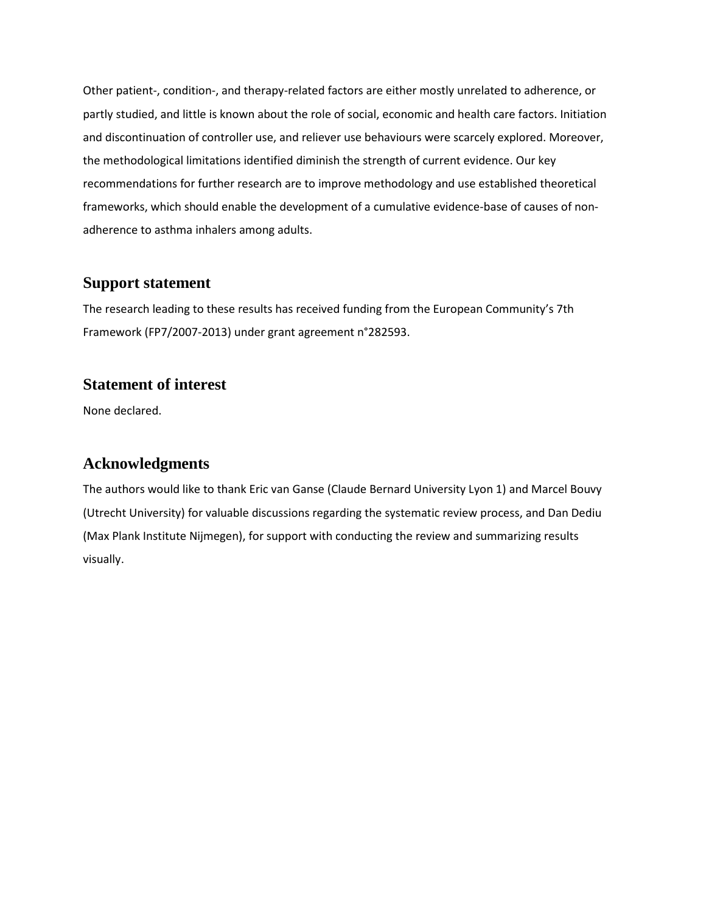Other patient-, condition-, and therapy-related factors are either mostly unrelated to adherence, or partly studied, and little is known about the role of social, economic and health care factors. Initiation and discontinuation of controller use, and reliever use behaviours were scarcely explored. Moreover, the methodological limitations identified diminish the strength of current evidence. Our key recommendations for further research are to improve methodology and use established theoretical frameworks, which should enable the development of a cumulative evidence-base of causes of non-adherence to asthma inhalers among adults.

## Support statement

The research leading to these results has received funding from the European Community's 7th Framework (FP7/2007-2013) under grant agreement n°282593.

## Statement of interest

None declared.

## Acknowledgments

The authors would like to thank Eric van Ganse (Claude Bernard University Lyon 1) and Marcel Bouvy (Utrecht University) for valuable discussions regarding the systematic review process, and Dan Dediu (Max Plank Institute Nijmegen), for support with conducting the review and summarizing results visually.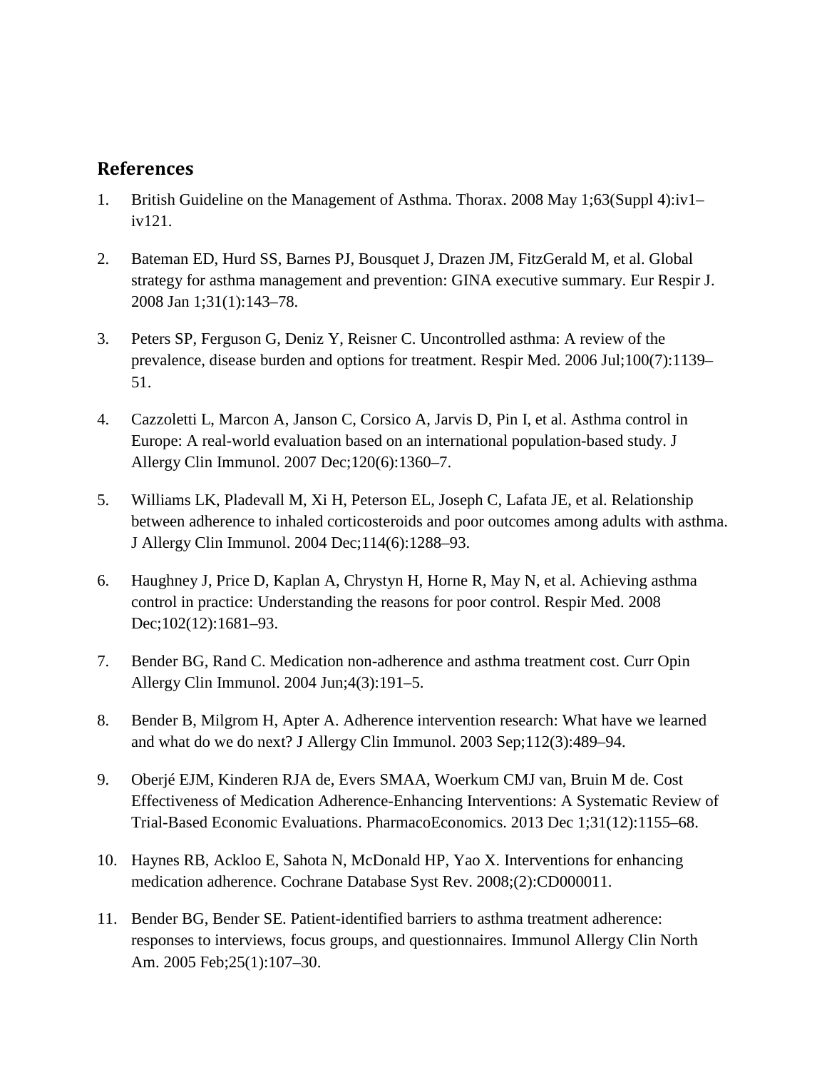## References

1. British Guideline on the Management of Asthma. Thorax. 2008 May 1;63(Suppl 4):iv1–iv121.

2. Bateman ED, Hurd SS, Barnes PJ, Bousquet J, Drazen JM, FitzGerald M, et al. Global strategy for asthma management and prevention: GINA executive summary. Eur Respir J. 2008 Jan 1;31(1):143–78.

3. Peters SP, Ferguson G, Deniz Y, Reisner C. Uncontrolled asthma: A review of the prevalence, disease burden and options for treatment. Respir Med. 2006 Jul;100(7):1139–51.

4. Cazzoletti L, Marcon A, Janson C, Corsico A, Jarvis D, Pin I, et al. Asthma control in Europe: A real-world evaluation based on an international population-based study. J Allergy Clin Immunol. 2007 Dec;120(6):1360–7.

5. Williams LK, Pladevall M, Xi H, Peterson EL, Joseph C, Lafata JE, et al. Relationship between adherence to inhaled corticosteroids and poor outcomes among adults with asthma. J Allergy Clin Immunol. 2004 Dec;114(6):1288–93.

6. Haughney J, Price D, Kaplan A, Chrystyn H, Horne R, May N, et al. Achieving asthma control in practice: Understanding the reasons for poor control. Respir Med. 2008 Dec;102(12):1681–93.

7. Bender BG, Rand C. Medication non-adherence and asthma treatment cost. Curr Opin Allergy Clin Immunol. 2004 Jun;4(3):191–5.

8. Bender B, Milgrom H, Apter A. Adherence intervention research: What have we learned and what do we do next? J Allergy Clin Immunol. 2003 Sep;112(3):489–94.

9. Oberjé EJM, Kinderen RJA de, Evers SMAA, Woerkum CMJ van, Bruin M de. Cost Effectiveness of Medication Adherence-Enhancing Interventions: A Systematic Review of Trial-Based Economic Evaluations. PharmacoEconomics. 2013 Dec 1;31(12):1155–68.

10. Haynes RB, Ackloo E, Sahota N, McDonald HP, Yao X. Interventions for enhancing medication adherence. Cochrane Database Syst Rev. 2008;(2):CD000011.

11. Bender BG, Bender SE. Patient-identified barriers to asthma treatment adherence: responses to interviews, focus groups, and questionnaires. Immunol Allergy Clin North Am. 2005 Feb;25(1):107–30.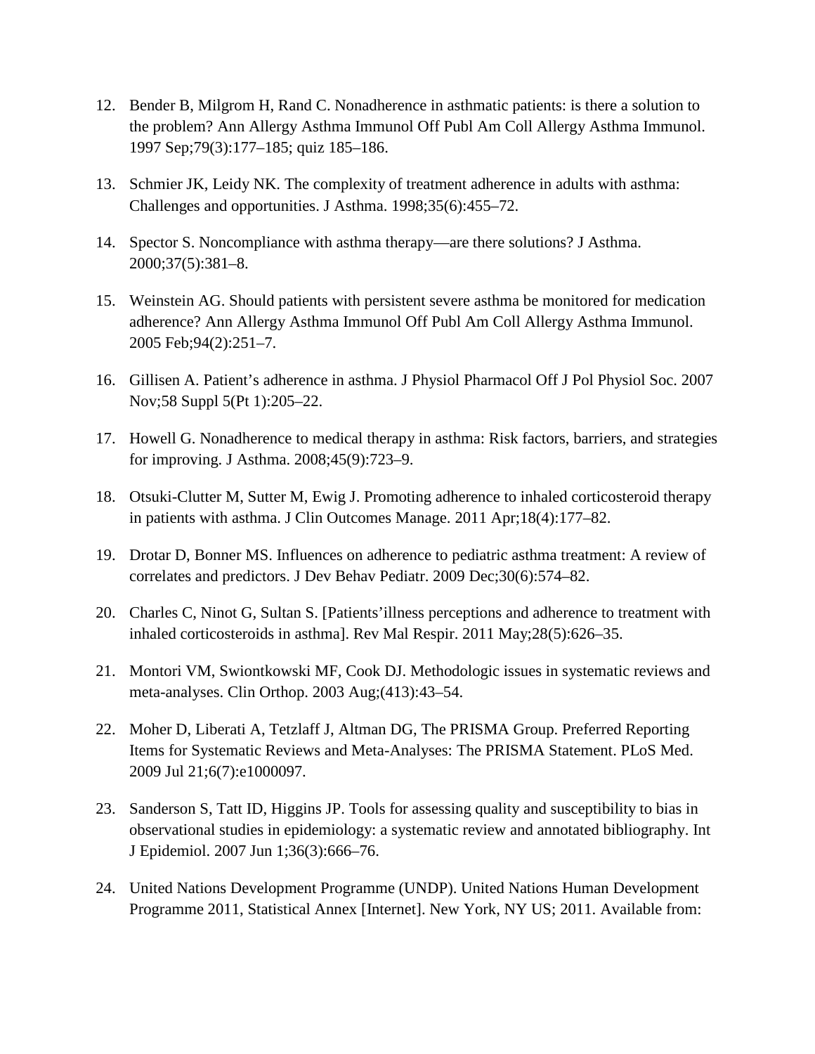12. Bender B, Milgrom H, Rand C. Nonadherence in asthmatic patients: is there a solution to the problem? Ann Allergy Asthma Immunol Off Publ Am Coll Allergy Asthma Immunol. 1997 Sep;79(3):177–185; quiz 185–186.

13. Schmier JK, Leidy NK. The complexity of treatment adherence in adults with asthma: Challenges and opportunities. J Asthma. 1998;35(6):455–72.

14. Spector S. Noncompliance with asthma therapy—are there solutions? J Asthma. 2000;37(5):381–8.

15. Weinstein AG. Should patients with persistent severe asthma be monitored for medication adherence? Ann Allergy Asthma Immunol Off Publ Am Coll Allergy Asthma Immunol. 2005 Feb;94(2):251–7.

16. Gillisen A. Patient's adherence in asthma. J Physiol Pharmacol Off J Pol Physiol Soc. 2007 Nov;58 Suppl 5(Pt 1):205–22.

17. Howell G. Nonadherence to medical therapy in asthma: Risk factors, barriers, and strategies for improving. J Asthma. 2008;45(9):723–9.

18. Otsuki-Clutter M, Sutter M, Ewig J. Promoting adherence to inhaled corticosteroid therapy in patients with asthma. J Clin Outcomes Manage. 2011 Apr;18(4):177–82.

19. Drotar D, Bonner MS. Influences on adherence to pediatric asthma treatment: A review of correlates and predictors. J Dev Behav Pediatr. 2009 Dec;30(6):574–82.

20. Charles C, Ninot G, Sultan S. [Patients'illness perceptions and adherence to treatment with inhaled corticosteroids in asthma]. Rev Mal Respir. 2011 May;28(5):626–35.

21. Montori VM, Swiontkowski MF, Cook DJ. Methodologic issues in systematic reviews and meta-analyses. Clin Orthop. 2003 Aug;(413):43–54.

22. Moher D, Liberati A, Tetzlaff J, Altman DG, The PRISMA Group. Preferred Reporting Items for Systematic Reviews and Meta-Analyses: The PRISMA Statement. PLoS Med. 2009 Jul 21;6(7):e1000097.

23. Sanderson S, Tatt ID, Higgins JP. Tools for assessing quality and susceptibility to bias in observational studies in epidemiology: a systematic review and annotated bibliography. Int J Epidemiol. 2007 Jun 1;36(3):666–76.

24. United Nations Development Programme (UNDP). United Nations Human Development Programme 2011, Statistical Annex [Internet]. New York, NY US; 2011. Available from: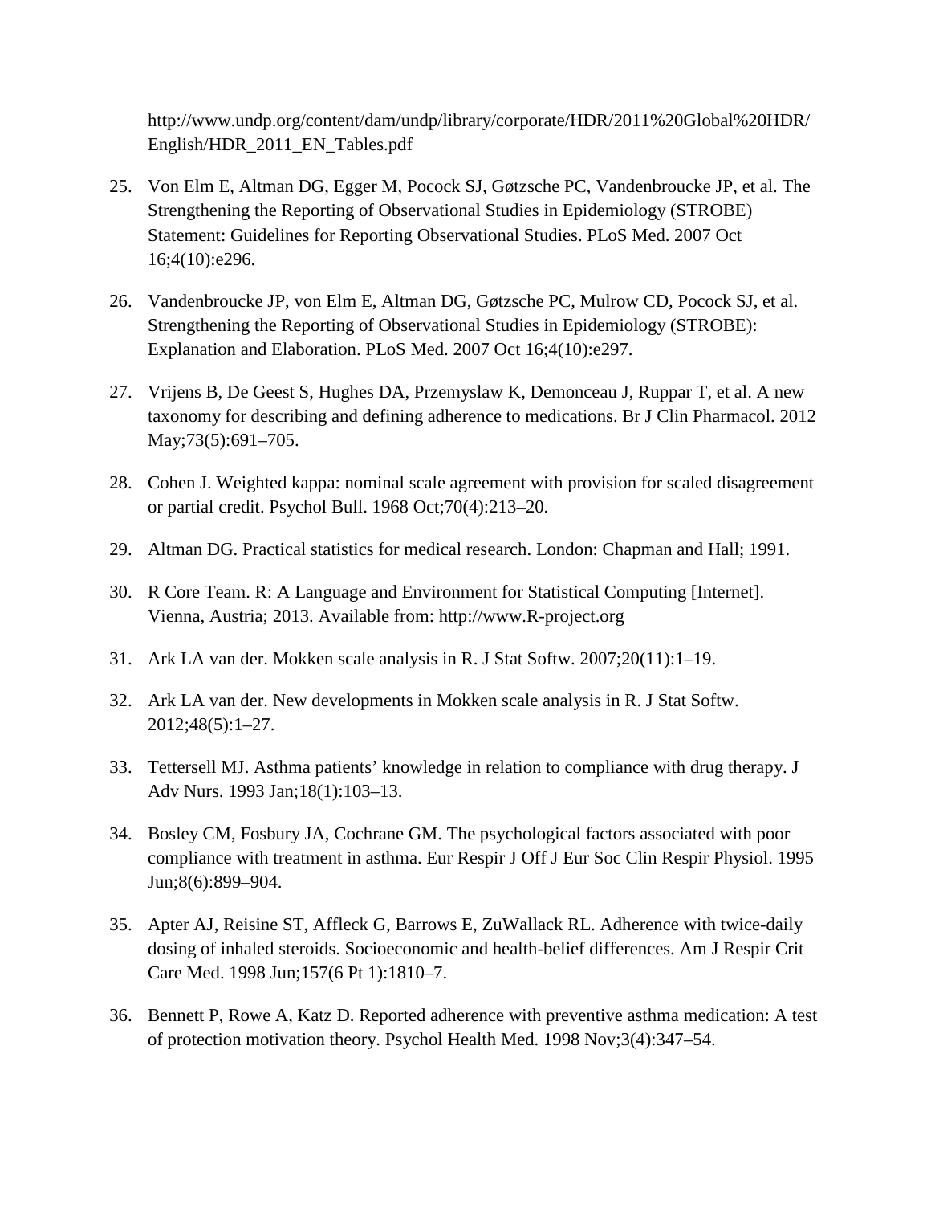http://www.undp.org/content/dam/undp/library/corporate/HDR/2011%20Global%20HDR/English/HDR_2011_EN_Tables.pdf

25. Von Elm E, Altman DG, Egger M, Pocock SJ, Gøtzsche PC, Vandenbroucke JP, et al. The Strengthening the Reporting of Observational Studies in Epidemiology (STROBE) Statement: Guidelines for Reporting Observational Studies. PLoS Med. 2007 Oct 16;4(10):e296.

26. Vandenbroucke JP, von Elm E, Altman DG, Gøtzsche PC, Mulrow CD, Pocock SJ, et al. Strengthening the Reporting of Observational Studies in Epidemiology (STROBE): Explanation and Elaboration. PLoS Med. 2007 Oct 16;4(10):e297.

27. Vrijens B, De Geest S, Hughes DA, Przemyslaw K, Demonceau J, Ruppar T, et al. A new taxonomy for describing and defining adherence to medications. Br J Clin Pharmacol. 2012 May;73(5):691–705.

28. Cohen J. Weighted kappa: nominal scale agreement with provision for scaled disagreement or partial credit. Psychol Bull. 1968 Oct;70(4):213–20.

29. Altman DG. Practical statistics for medical research. London: Chapman and Hall; 1991.

30. R Core Team. R: A Language and Environment for Statistical Computing [Internet]. Vienna, Austria; 2013. Available from: http://www.R-project.org

31. Ark LA van der. Mokken scale analysis in R. J Stat Softw. 2007;20(11):1–19.

32. Ark LA van der. New developments in Mokken scale analysis in R. J Stat Softw. 2012;48(5):1–27.

33. Tettersell MJ. Asthma patients' knowledge in relation to compliance with drug therapy. J Adv Nurs. 1993 Jan;18(1):103–13.

34. Bosley CM, Fosbury JA, Cochrane GM. The psychological factors associated with poor compliance with treatment in asthma. Eur Respir J Off J Eur Soc Clin Respir Physiol. 1995 Jun;8(6):899–904.

35. Apter AJ, Reisine ST, Affleck G, Barrows E, ZuWallack RL. Adherence with twice-daily dosing of inhaled steroids. Socioeconomic and health-belief differences. Am J Respir Crit Care Med. 1998 Jun;157(6 Pt 1):1810–7.

36. Bennett P, Rowe A, Katz D. Reported adherence with preventive asthma medication: A test of protection motivation theory. Psychol Health Med. 1998 Nov;3(4):347–54.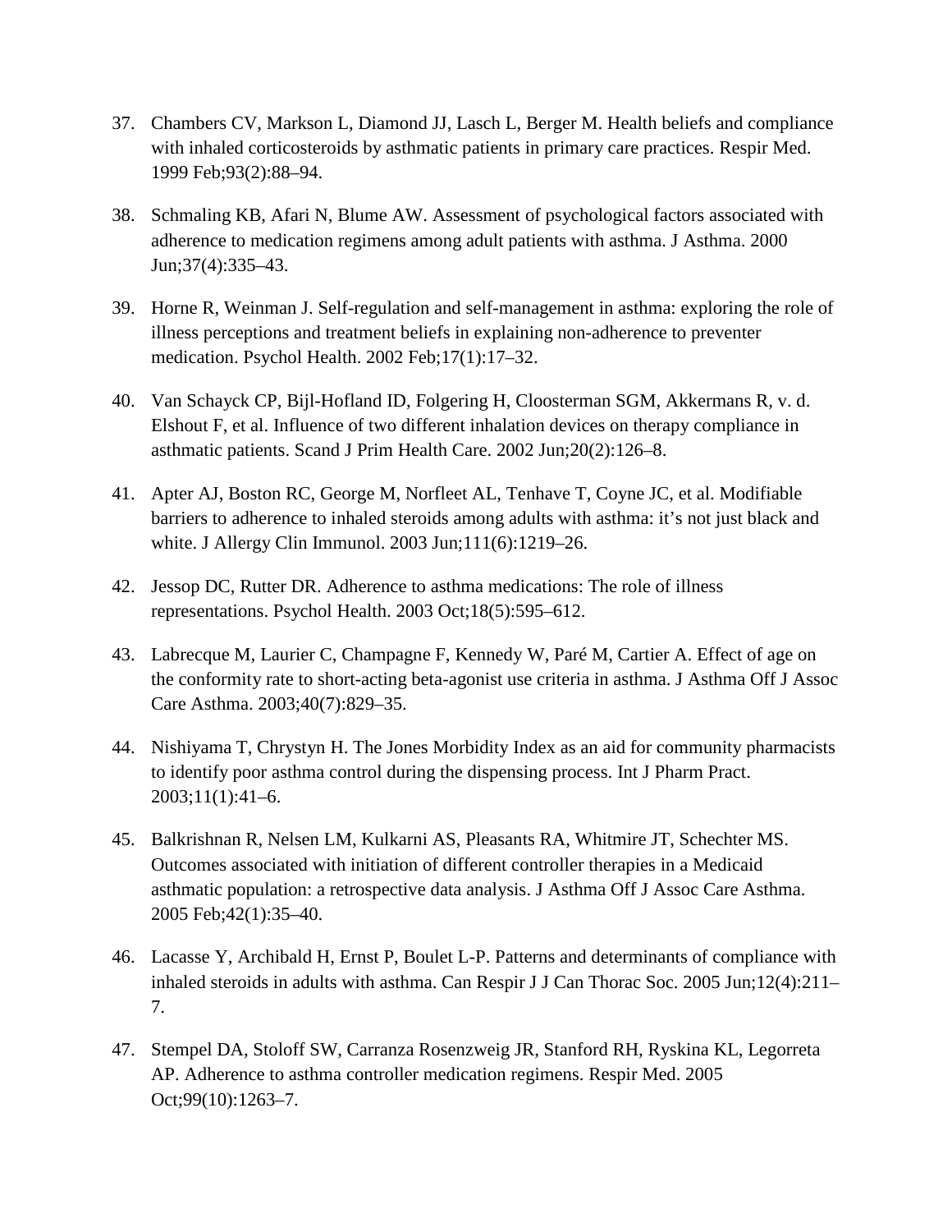37. Chambers CV, Markson L, Diamond JJ, Lasch L, Berger M. Health beliefs and compliance with inhaled corticosteroids by asthmatic patients in primary care practices. Respir Med. 1999 Feb;93(2):88–94.

38. Schmaling KB, Afari N, Blume AW. Assessment of psychological factors associated with adherence to medication regimens among adult patients with asthma. J Asthma. 2000 Jun;37(4):335–43.

39. Horne R, Weinman J. Self-regulation and self-management in asthma: exploring the role of illness perceptions and treatment beliefs in explaining non-adherence to preventer medication. Psychol Health. 2002 Feb;17(1):17–32.

40. Van Schayck CP, Bijl-Hofland ID, Folgering H, Cloosterman SGM, Akkermans R, v. d. Elshout F, et al. Influence of two different inhalation devices on therapy compliance in asthmatic patients. Scand J Prim Health Care. 2002 Jun;20(2):126–8.

41. Apter AJ, Boston RC, George M, Norfleet AL, Tenhave T, Coyne JC, et al. Modifiable barriers to adherence to inhaled steroids among adults with asthma: it's not just black and white. J Allergy Clin Immunol. 2003 Jun;111(6):1219–26.

42. Jessop DC, Rutter DR. Adherence to asthma medications: The role of illness representations. Psychol Health. 2003 Oct;18(5):595–612.

43. Labrecque M, Laurier C, Champagne F, Kennedy W, Paré M, Cartier A. Effect of age on the conformity rate to short-acting beta-agonist use criteria in asthma. J Asthma Off J Assoc Care Asthma. 2003;40(7):829–35.

44. Nishiyama T, Chrystyn H. The Jones Morbidity Index as an aid for community pharmacists to identify poor asthma control during the dispensing process. Int J Pharm Pract. 2003;11(1):41–6.

45. Balkrishnan R, Nelsen LM, Kulkarni AS, Pleasants RA, Whitmire JT, Schechter MS. Outcomes associated with initiation of different controller therapies in a Medicaid asthmatic population: a retrospective data analysis. J Asthma Off J Assoc Care Asthma. 2005 Feb;42(1):35–40.

46. Lacasse Y, Archibald H, Ernst P, Boulet L-P. Patterns and determinants of compliance with inhaled steroids in adults with asthma. Can Respir J J Can Thorac Soc. 2005 Jun;12(4):211–7.

47. Stempel DA, Stoloff SW, Carranza Rosenzweig JR, Stanford RH, Ryskina KL, Legorreta AP. Adherence to asthma controller medication regimens. Respir Med. 2005 Oct;99(10):1263–7.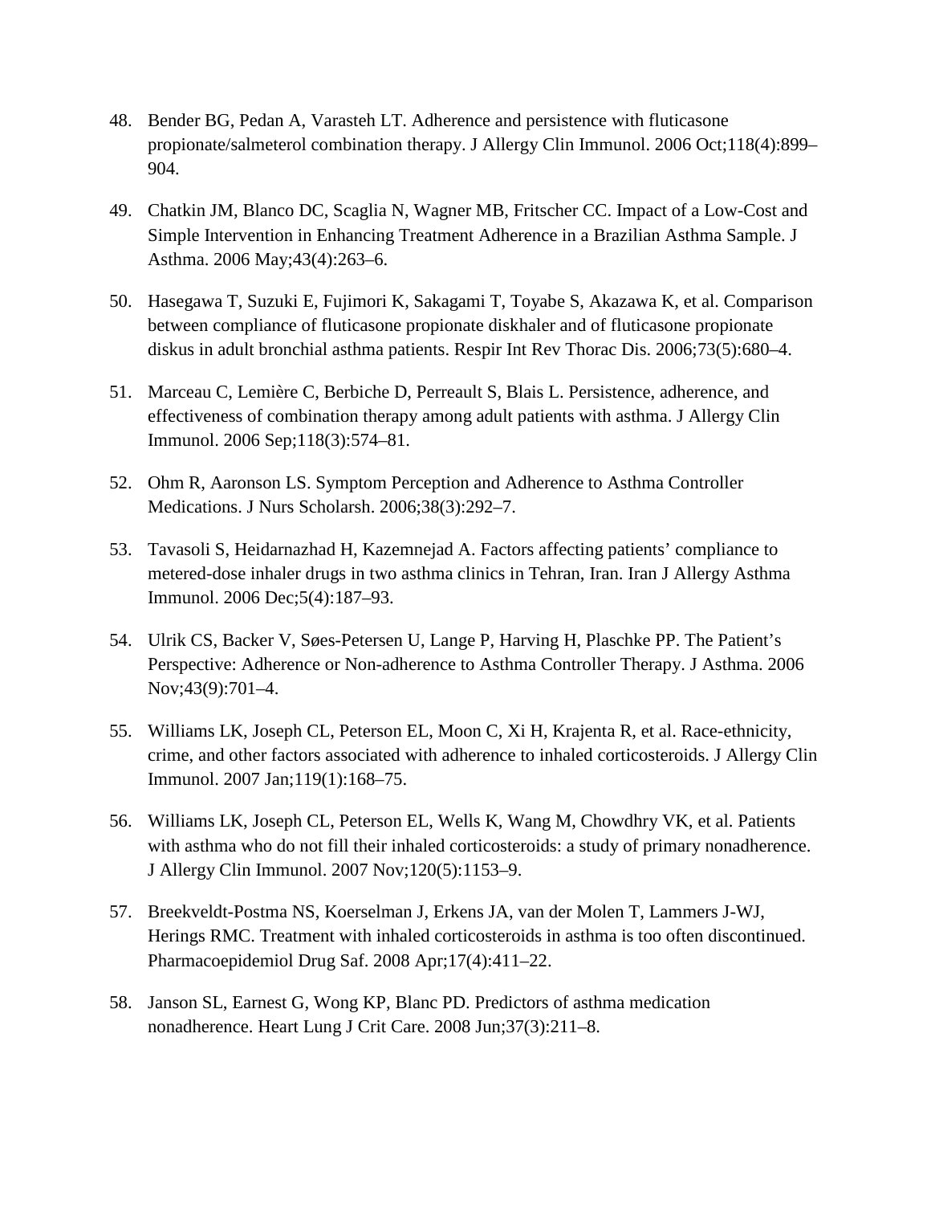48. Bender BG, Pedan A, Varasteh LT. Adherence and persistence with fluticasone propionate/salmeterol combination therapy. J Allergy Clin Immunol. 2006 Oct;118(4):899–904.

49. Chatkin JM, Blanco DC, Scaglia N, Wagner MB, Fritscher CC. Impact of a Low-Cost and Simple Intervention in Enhancing Treatment Adherence in a Brazilian Asthma Sample. J Asthma. 2006 May;43(4):263–6.

50. Hasegawa T, Suzuki E, Fujimori K, Sakagami T, Toyabe S, Akazawa K, et al. Comparison between compliance of fluticasone propionate diskhaler and of fluticasone propionate diskus in adult bronchial asthma patients. Respir Int Rev Thorac Dis. 2006;73(5):680–4.

51. Marceau C, Lemière C, Berbiche D, Perreault S, Blais L. Persistence, adherence, and effectiveness of combination therapy among adult patients with asthma. J Allergy Clin Immunol. 2006 Sep;118(3):574–81.

52. Ohm R, Aaronson LS. Symptom Perception and Adherence to Asthma Controller Medications. J Nurs Scholarsh. 2006;38(3):292–7.

53. Tavasoli S, Heidarnazhad H, Kazemnejad A. Factors affecting patients' compliance to metered-dose inhaler drugs in two asthma clinics in Tehran, Iran. Iran J Allergy Asthma Immunol. 2006 Dec;5(4):187–93.

54. Ulrik CS, Backer V, Søes-Petersen U, Lange P, Harving H, Plaschke PP. The Patient's Perspective: Adherence or Non-adherence to Asthma Controller Therapy. J Asthma. 2006 Nov;43(9):701–4.

55. Williams LK, Joseph CL, Peterson EL, Moon C, Xi H, Krajenta R, et al. Race-ethnicity, crime, and other factors associated with adherence to inhaled corticosteroids. J Allergy Clin Immunol. 2007 Jan;119(1):168–75.

56. Williams LK, Joseph CL, Peterson EL, Wells K, Wang M, Chowdhry VK, et al. Patients with asthma who do not fill their inhaled corticosteroids: a study of primary nonadherence. J Allergy Clin Immunol. 2007 Nov;120(5):1153–9.

57. Breekveldt-Postma NS, Koerselman J, Erkens JA, van der Molen T, Lammers J-WJ, Herings RMC. Treatment with inhaled corticosteroids in asthma is too often discontinued. Pharmacoepidemiol Drug Saf. 2008 Apr;17(4):411–22.

58. Janson SL, Earnest G, Wong KP, Blanc PD. Predictors of asthma medication nonadherence. Heart Lung J Crit Care. 2008 Jun;37(3):211–8.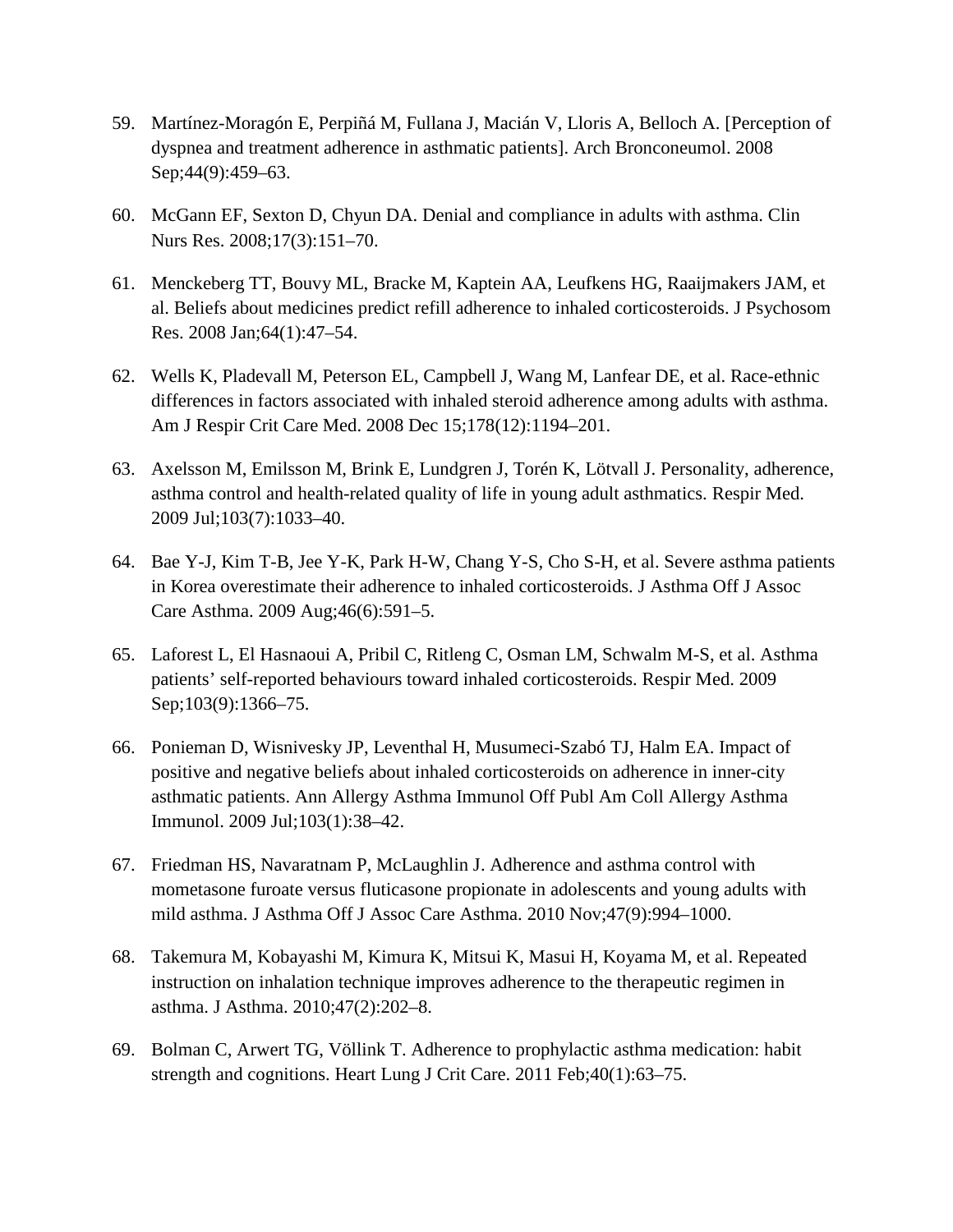59. Martínez-Moragón E, Perpiñá M, Fullana J, Macián V, Lloris A, Belloch A. [Perception of dyspnea and treatment adherence in asthmatic patients]. Arch Bronconeumol. 2008 Sep;44(9):459–63.

60. McGann EF, Sexton D, Chyun DA. Denial and compliance in adults with asthma. Clin Nurs Res. 2008;17(3):151–70.

61. Menckeberg TT, Bouvy ML, Bracke M, Kaptein AA, Leufkens HG, Raaijmakers JAM, et al. Beliefs about medicines predict refill adherence to inhaled corticosteroids. J Psychosom Res. 2008 Jan;64(1):47–54.

62. Wells K, Pladevall M, Peterson EL, Campbell J, Wang M, Lanfear DE, et al. Race-ethnic differences in factors associated with inhaled steroid adherence among adults with asthma. Am J Respir Crit Care Med. 2008 Dec 15;178(12):1194–201.

63. Axelsson M, Emilsson M, Brink E, Lundgren J, Torén K, Lötvall J. Personality, adherence, asthma control and health-related quality of life in young adult asthmatics. Respir Med. 2009 Jul;103(7):1033–40.

64. Bae Y-J, Kim T-B, Jee Y-K, Park H-W, Chang Y-S, Cho S-H, et al. Severe asthma patients in Korea overestimate their adherence to inhaled corticosteroids. J Asthma Off J Assoc Care Asthma. 2009 Aug;46(6):591–5.

65. Laforest L, El Hasnaoui A, Pribil C, Ritleng C, Osman LM, Schwalm M-S, et al. Asthma patients' self-reported behaviours toward inhaled corticosteroids. Respir Med. 2009 Sep;103(9):1366–75.

66. Ponieman D, Wisnivesky JP, Leventhal H, Musumeci-Szabó TJ, Halm EA. Impact of positive and negative beliefs about inhaled corticosteroids on adherence in inner-city asthmatic patients. Ann Allergy Asthma Immunol Off Publ Am Coll Allergy Asthma Immunol. 2009 Jul;103(1):38–42.

67. Friedman HS, Navaratnam P, McLaughlin J. Adherence and asthma control with mometasone furoate versus fluticasone propionate in adolescents and young adults with mild asthma. J Asthma Off J Assoc Care Asthma. 2010 Nov;47(9):994–1000.

68. Takemura M, Kobayashi M, Kimura K, Mitsui K, Masui H, Koyama M, et al. Repeated instruction on inhalation technique improves adherence to the therapeutic regimen in asthma. J Asthma. 2010;47(2):202–8.

69. Bolman C, Arwert TG, Völlink T. Adherence to prophylactic asthma medication: habit strength and cognitions. Heart Lung J Crit Care. 2011 Feb;40(1):63–75.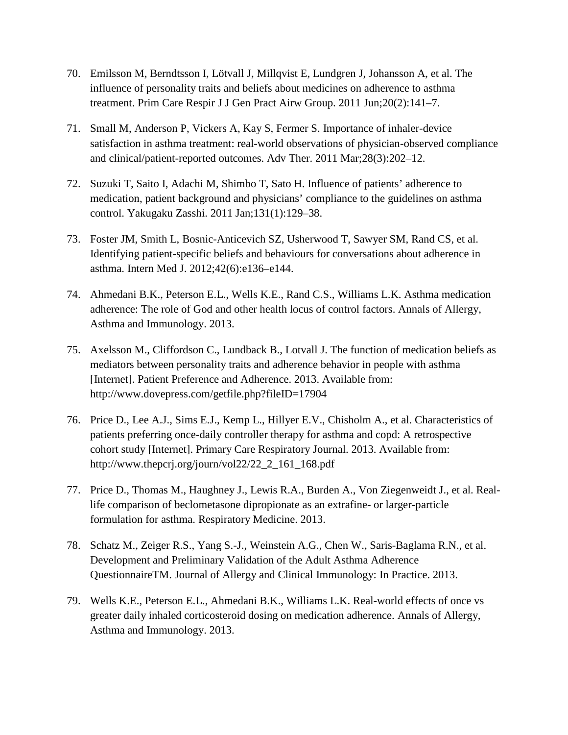70. Emilsson M, Berndtsson I, Lötvall J, Millqvist E, Lundgren J, Johansson A, et al. The influence of personality traits and beliefs about medicines on adherence to asthma treatment. Prim Care Respir J J Gen Pract Airw Group. 2011 Jun;20(2):141–7.

71. Small M, Anderson P, Vickers A, Kay S, Fermer S. Importance of inhaler-device satisfaction in asthma treatment: real-world observations of physician-observed compliance and clinical/patient-reported outcomes. Adv Ther. 2011 Mar;28(3):202–12.

72. Suzuki T, Saito I, Adachi M, Shimbo T, Sato H. Influence of patients' adherence to medication, patient background and physicians' compliance to the guidelines on asthma control. Yakugaku Zasshi. 2011 Jan;131(1):129–38.

73. Foster JM, Smith L, Bosnic-Anticevich SZ, Usherwood T, Sawyer SM, Rand CS, et al. Identifying patient-specific beliefs and behaviours for conversations about adherence in asthma. Intern Med J. 2012;42(6):e136–e144.

74. Ahmedani B.K., Peterson E.L., Wells K.E., Rand C.S., Williams L.K. Asthma medication adherence: The role of God and other health locus of control factors. Annals of Allergy, Asthma and Immunology. 2013.

75. Axelsson M., Cliffordson C., Lundback B., Lotvall J. The function of medication beliefs as mediators between personality traits and adherence behavior in people with asthma [Internet]. Patient Preference and Adherence. 2013. Available from: http://www.dovepress.com/getfile.php?fileID=17904

76. Price D., Lee A.J., Sims E.J., Kemp L., Hillyer E.V., Chisholm A., et al. Characteristics of patients preferring once-daily controller therapy for asthma and copd: A retrospective cohort study [Internet]. Primary Care Respiratory Journal. 2013. Available from: http://www.thepcrj.org/journ/vol22/22_2_161_168.pdf

77. Price D., Thomas M., Haughney J., Lewis R.A., Burden A., Von Ziegenweidt J., et al. Real-life comparison of beclometasone dipropionate as an extrafine- or larger-particle formulation for asthma. Respiratory Medicine. 2013.

78. Schatz M., Zeiger R.S., Yang S.-J., Weinstein A.G., Chen W., Saris-Baglama R.N., et al. Development and Preliminary Validation of the Adult Asthma Adherence QuestionnaireTM. Journal of Allergy and Clinical Immunology: In Practice. 2013.

79. Wells K.E., Peterson E.L., Ahmedani B.K., Williams L.K. Real-world effects of once vs greater daily inhaled corticosteroid dosing on medication adherence. Annals of Allergy, Asthma and Immunology. 2013.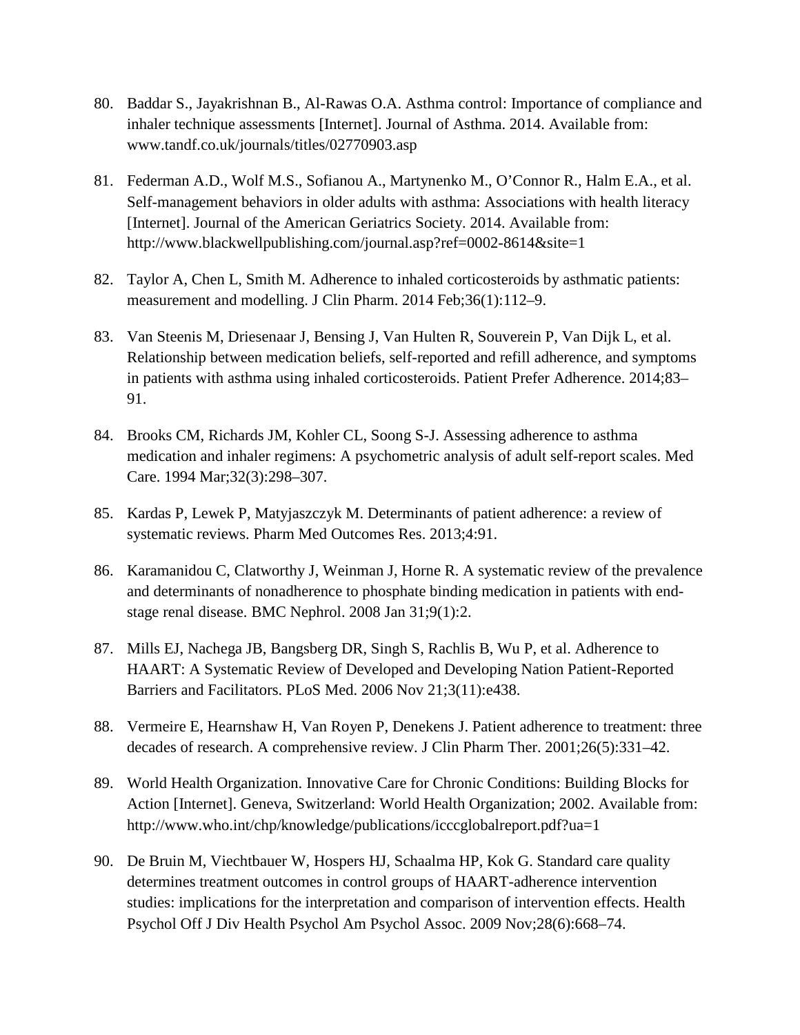80. Baddar S., Jayakrishnan B., Al-Rawas O.A. Asthma control: Importance of compliance and inhaler technique assessments [Internet]. Journal of Asthma. 2014. Available from: www.tandf.co.uk/journals/titles/02770903.asp

81. Federman A.D., Wolf M.S., Sofianou A., Martynenko M., O'Connor R., Halm E.A., et al. Self-management behaviors in older adults with asthma: Associations with health literacy [Internet]. Journal of the American Geriatrics Society. 2014. Available from: http://www.blackwellpublishing.com/journal.asp?ref=0002-8614&site=1

82. Taylor A, Chen L, Smith M. Adherence to inhaled corticosteroids by asthmatic patients: measurement and modelling. J Clin Pharm. 2014 Feb;36(1):112–9.

83. Van Steenis M, Driesenaar J, Bensing J, Van Hulten R, Souverein P, Van Dijk L, et al. Relationship between medication beliefs, self-reported and refill adherence, and symptoms in patients with asthma using inhaled corticosteroids. Patient Prefer Adherence. 2014;83–91.

84. Brooks CM, Richards JM, Kohler CL, Soong S-J. Assessing adherence to asthma medication and inhaler regimens: A psychometric analysis of adult self-report scales. Med Care. 1994 Mar;32(3):298–307.

85. Kardas P, Lewek P, Matyjaszczyk M. Determinants of patient adherence: a review of systematic reviews. Pharm Med Outcomes Res. 2013;4:91.

86. Karamanidou C, Clatworthy J, Weinman J, Horne R. A systematic review of the prevalence and determinants of nonadherence to phosphate binding medication in patients with end-stage renal disease. BMC Nephrol. 2008 Jan 31;9(1):2.

87. Mills EJ, Nachega JB, Bangsberg DR, Singh S, Rachlis B, Wu P, et al. Adherence to HAART: A Systematic Review of Developed and Developing Nation Patient-Reported Barriers and Facilitators. PLoS Med. 2006 Nov 21;3(11):e438.

88. Vermeire E, Hearnshaw H, Van Royen P, Denekens J. Patient adherence to treatment: three decades of research. A comprehensive review. J Clin Pharm Ther. 2001;26(5):331–42.

89. World Health Organization. Innovative Care for Chronic Conditions: Building Blocks for Action [Internet]. Geneva, Switzerland: World Health Organization; 2002. Available from: http://www.who.int/chp/knowledge/publications/icccglobalreport.pdf?ua=1

90. De Bruin M, Viechtbauer W, Hospers HJ, Schaalma HP, Kok G. Standard care quality determines treatment outcomes in control groups of HAART-adherence intervention studies: implications for the interpretation and comparison of intervention effects. Health Psychol Off J Div Health Psychol Am Psychol Assoc. 2009 Nov;28(6):668–74.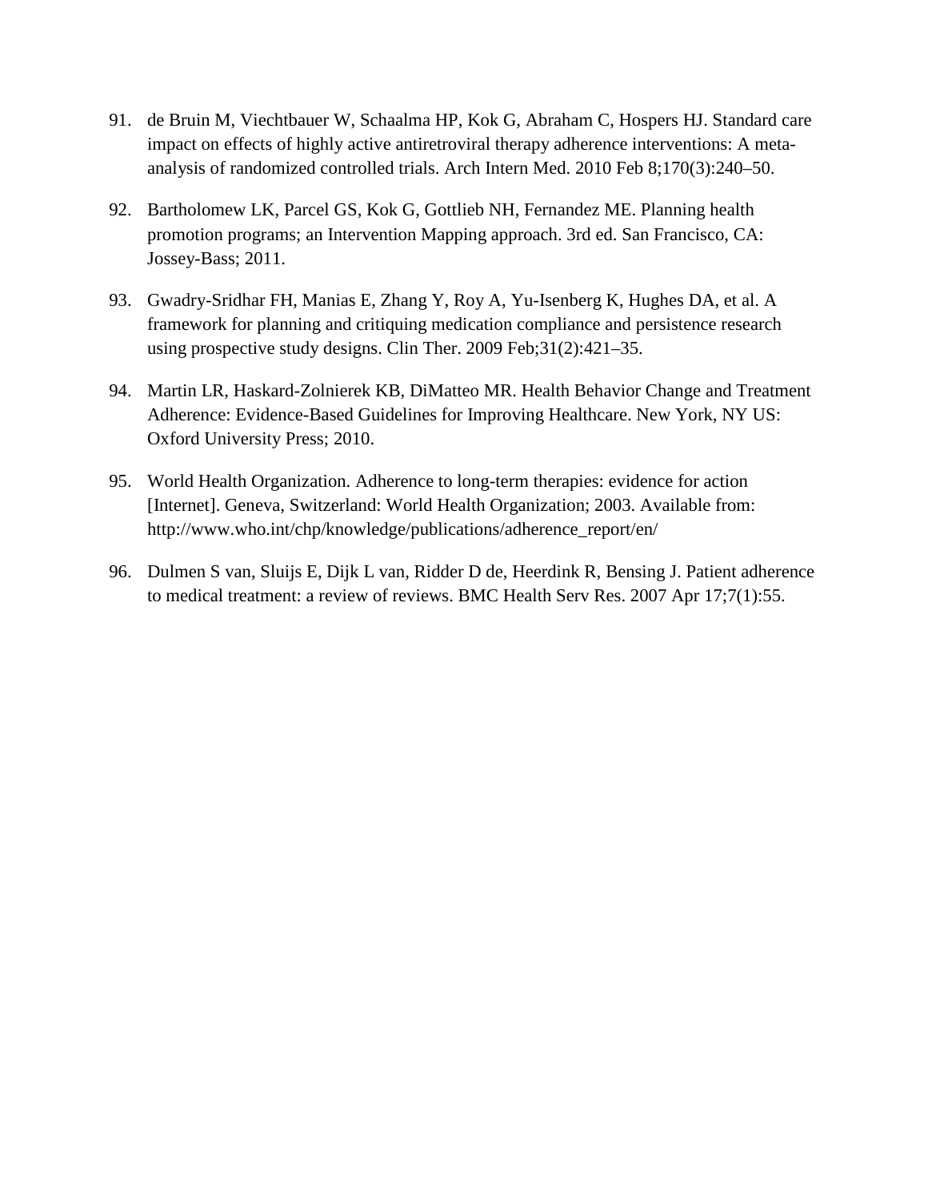91. de Bruin M, Viechtbauer W, Schaalma HP, Kok G, Abraham C, Hospers HJ. Standard care impact on effects of highly active antiretroviral therapy adherence interventions: A meta-analysis of randomized controlled trials. Arch Intern Med. 2010 Feb 8;170(3):240–50.

92. Bartholomew LK, Parcel GS, Kok G, Gottlieb NH, Fernandez ME. Planning health promotion programs; an Intervention Mapping approach. 3rd ed. San Francisco, CA: Jossey-Bass; 2011.

93. Gwadry-Sridhar FH, Manias E, Zhang Y, Roy A, Yu-Isenberg K, Hughes DA, et al. A framework for planning and critiquing medication compliance and persistence research using prospective study designs. Clin Ther. 2009 Feb;31(2):421–35.

94. Martin LR, Haskard-Zolnierek KB, DiMatteo MR. Health Behavior Change and Treatment Adherence: Evidence-Based Guidelines for Improving Healthcare. New York, NY US: Oxford University Press; 2010.

95. World Health Organization. Adherence to long-term therapies: evidence for action [Internet]. Geneva, Switzerland: World Health Organization; 2003. Available from: http://www.who.int/chp/knowledge/publications/adherence_report/en/

96. Dulmen S van, Sluijs E, Dijk L van, Ridder D de, Heerdink R, Bensing J. Patient adherence to medical treatment: a review of reviews. BMC Health Serv Res. 2007 Apr 17;7(1):55.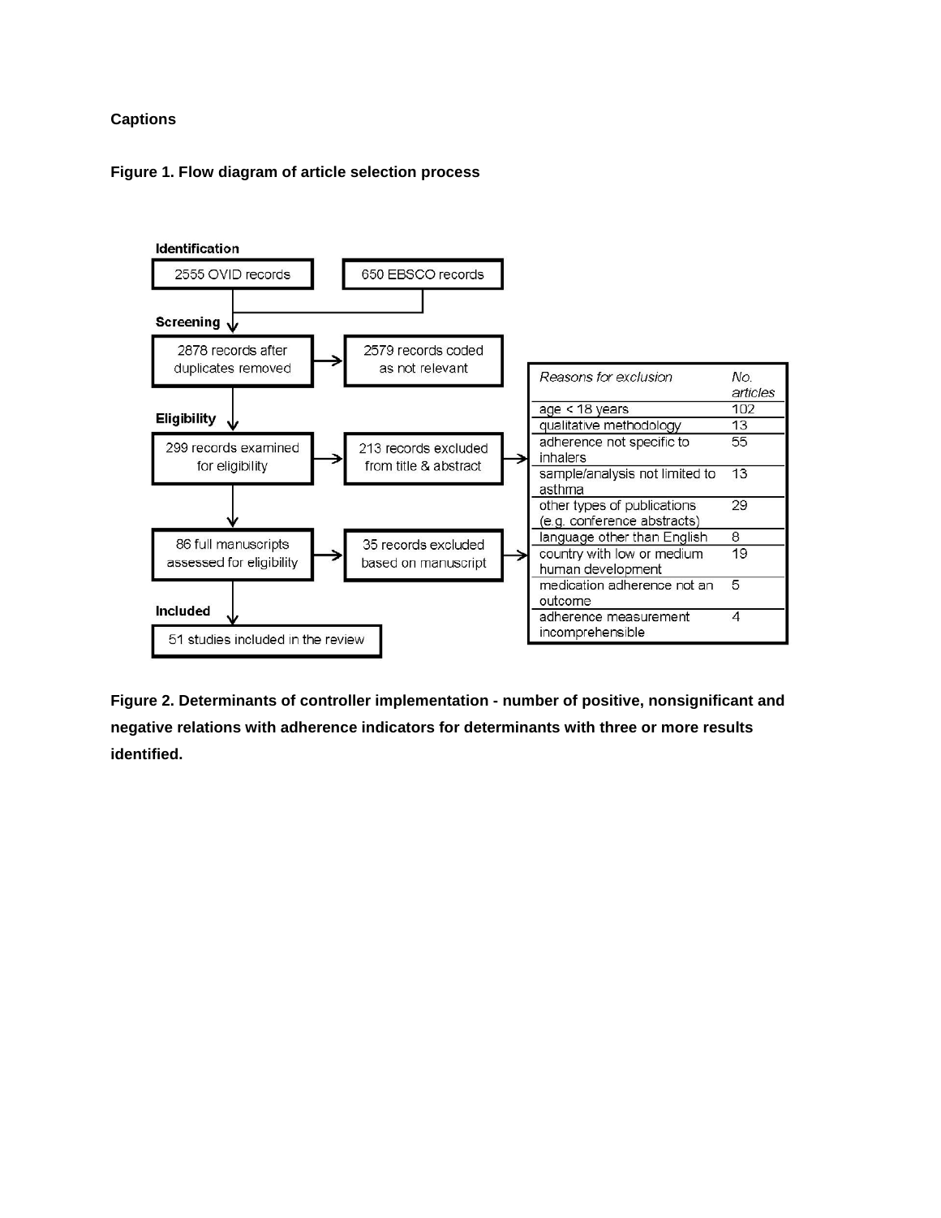**Captions**

**Figure 1. Flow diagram of article selection process**

**Identification**

2555 OVID records | 650 EBSCO records

**Screening**

2878 records after duplicates removed → 2579 records coded as not relevant

**Eligibility**

299 records examined for eligibility → 213 records excluded from title & abstract

86 full manuscripts assessed for eligibility → 35 records excluded based on manuscript

**Included**

51 studies included in the review

| *Reasons for exclusion* | *No. articles* |
|---|---|
| age < 18 years | 102 |
| qualitative methodology | 13 |
| adherence not specific to inhalers | 55 |
| sample/analysis not limited to asthma | 13 |
| other types of publications (e.g. conference abstracts) | 29 |
| language other than English | 8 |
| country with low or medium human development | 19 |
| medication adherence not an outcome | 5 |
| adherence measurement incomprehensible | 4 |

**Figure 2. Determinants of controller implementation - number of positive, nonsignificant and negative relations with adherence indicators for determinants with three or more results identified.**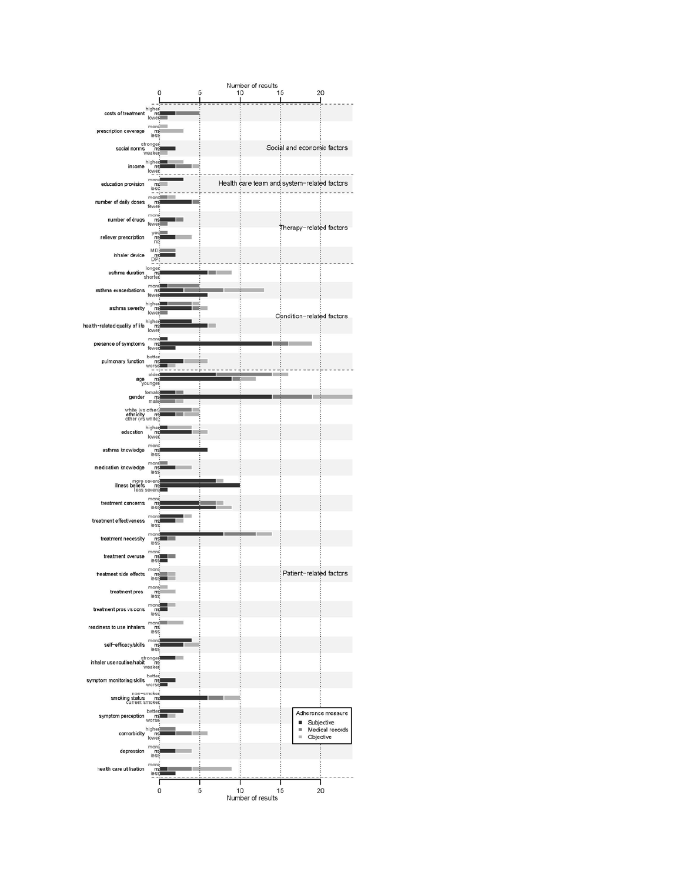Number of results

0 5 10 15 20

Social and economic factors

- costs of treatment (higher / ns / lower)
- prescription coverage (more / ns / less)
- social norms (stronger / ns / weaker)
- income (higher / ns / lower)

Health care team and system-related factors

- education provision (more / ns / less)

Therapy-related factors

- number of daily doses (more / ns / fewer)
- number of drugs (more / ns / fewer)
- reliever prescription (yes / ns / no)
- inhaler device (MDI / ns / DPI)

Condition-related factors

- asthma duration (longer / ns / shorter)
- asthma exacerbations (more / ns / fewer)
- asthma severity (higher / ns / lower)
- health-related quality of life (higher / ns / lower)
- presence of symptoms (more / ns / fewer)
- pulmonary function (better / ns / worse)

Patient-related factors

- age (older / ns / younger)
- gender (female / ns / male)
- ethnicity (white (vs other) / ns / other (vs white))
- education (higher / ns / lower)
- asthma knowledge (more / ns / less)
- medication knowledge (more / ns / less)
- illness beliefs (more severe / ns / less severe)
- treatment concerns (more / ns / less)
- treatment effectiveness (more / ns / less)
- treatment necessity (more / ns / less)
- treatment overuse (more / ns / less)
- treatment side effects (more / ns / less)
- treatment pros (more / ns / less)
- treatment pros vs cons (more / ns / less)
- readiness to use inhalers (more / ns / less)
- self-efficacy/skills (more / ns / less)
- inhaler use routine/habit (stronger / ns / weaker)
- symptom monitoring skills (better / ns / worse)
- smoking status (non-smoker / ns / current smoker)
- symptom perception (better / ns / worse)
- comorbidity (higher / ns / lower)
- depression (more / ns / less)
- health care utilisation (more / ns / less)

Adherence measure

- Subjective
- Medical records
- Objective

0 5 10 15 20

Number of results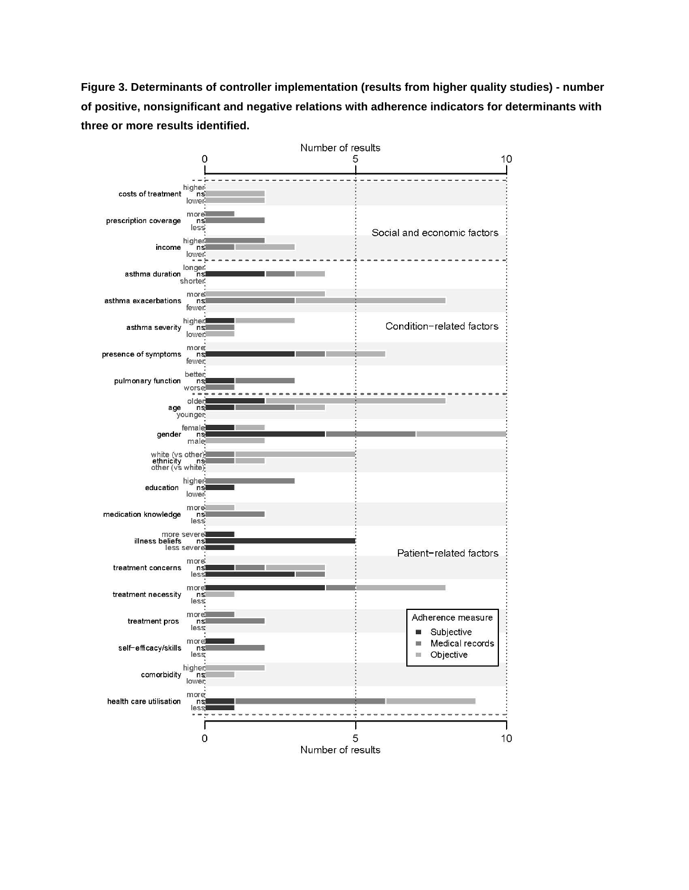**Figure 3. Determinants of controller implementation (results from higher quality studies) - number of positive, nonsignificant and negative relations with adherence indicators for determinants with three or more results identified.**

Number of results

0 5 10

Social and economic factors

costs of treatment: higher, ns, lower

prescription coverage: more, ns, less

income: higher, ns, lower

Condition−related factors

asthma duration: longer, ns, shorter

asthma exacerbations: more, ns, fewer

asthma severity: higher, ns, lower

presence of symptoms: more, ns, fewer

pulmonary function: better, ns, worse

Patient−related factors

age: older, ns, younger

gender: female, ns, male

ethnicity: white (vs other), ns, other (vs white)

education: higher, ns, lower

medication knowledge: more, ns, less

illness beliefs: more severe, ns, less severe

treatment concerns: more, ns, less

treatment necessity: more, ns, less

treatment pros: more, ns, less

self−efficacy/skills: more, ns, less

comorbidity: higher, ns, lower

health care utilisation: more, ns, less

Adherence measure

Subjective

Medical records

Objective

0 5 10

Number of results